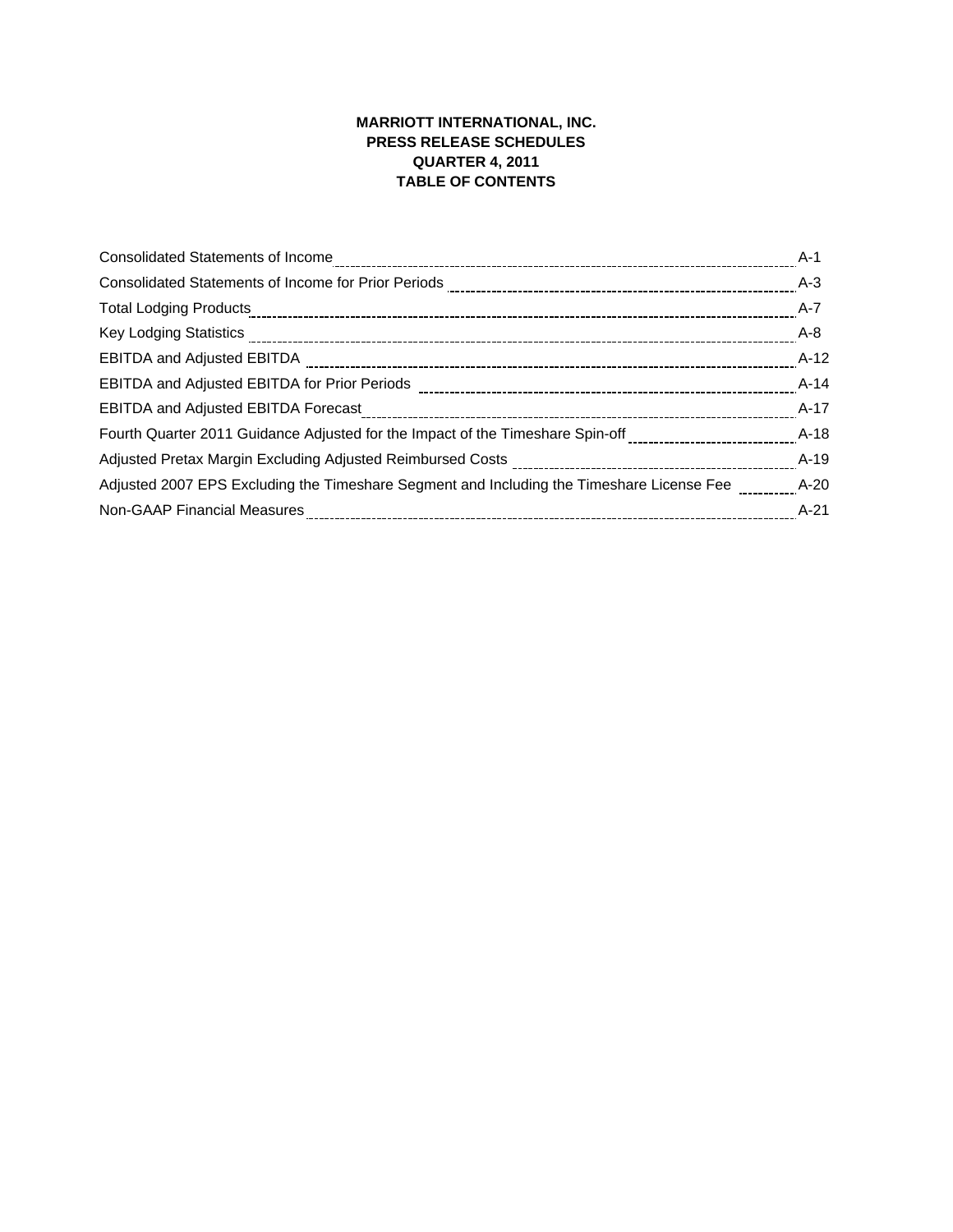# MARRIOTT INTERNATIONAL, INC.
## PRESS RELEASE SCHEDULES
## QUARTER 4, 2011
## TABLE OF CONTENTS

| | |
|---|---|
| Consolidated Statements of Income | A-1 |
| Consolidated Statements of Income for Prior Periods | A-3 |
| Total Lodging Products | A-7 |
| Key Lodging Statistics | A-8 |
| EBITDA and Adjusted EBITDA | A-12 |
| EBITDA and Adjusted EBITDA for Prior Periods | A-14 |
| EBITDA and Adjusted EBITDA Forecast | A-17 |
| Fourth Quarter 2011 Guidance Adjusted for the Impact of the Timeshare Spin-off | A-18 |
| Adjusted Pretax Margin Excluding Adjusted Reimbursed Costs | A-19 |
| Adjusted 2007 EPS Excluding the Timeshare Segment and Including the Timeshare License Fee | A-20 |
| Non-GAAP Financial Measures | A-21 |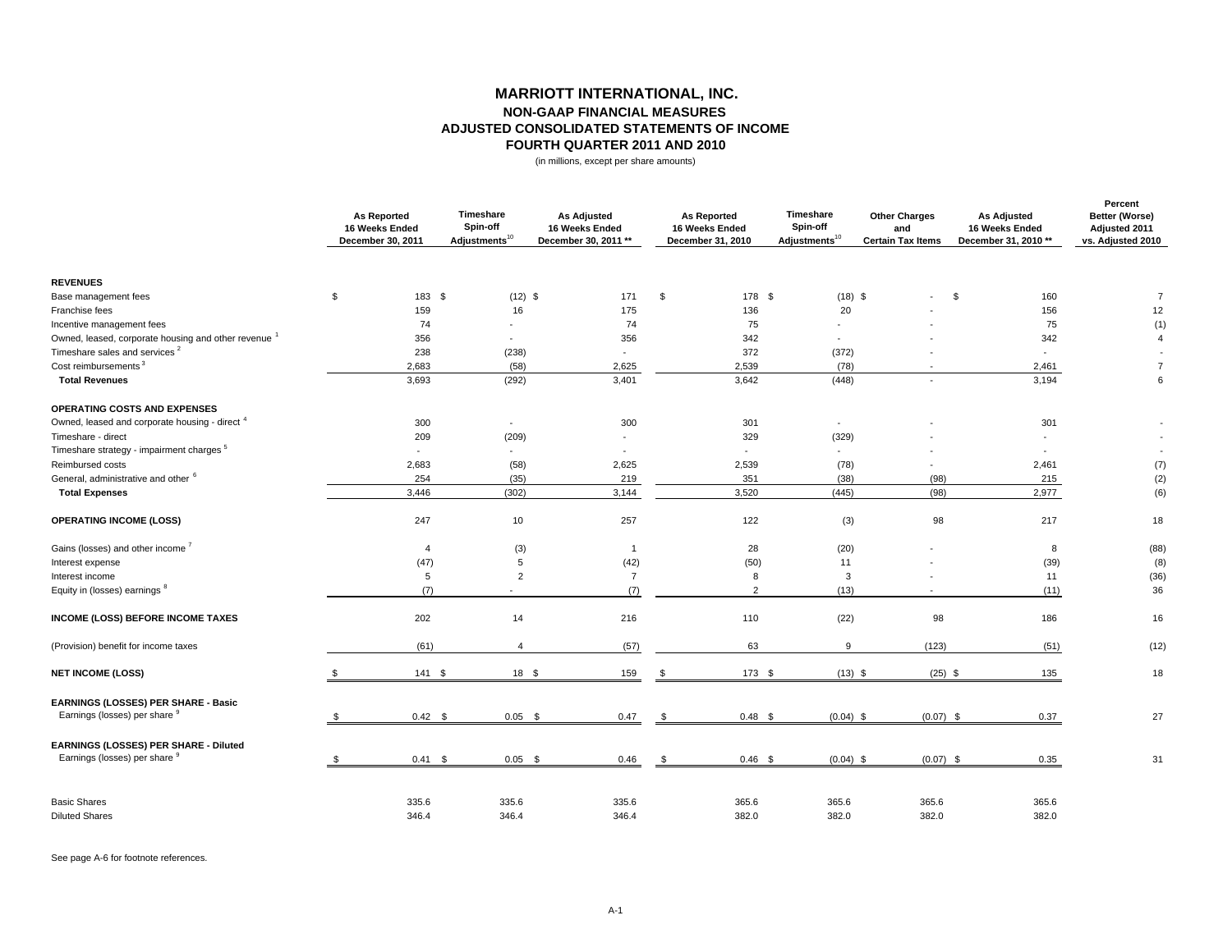# MARRIOTT INTERNATIONAL, INC.

## NON-GAAP FINANCIAL MEASURES

## ADJUSTED CONSOLIDATED STATEMENTS OF INCOME

## FOURTH QUARTER 2011 AND 2010

(in millions, except per share amounts)

| | As Reported 16 Weeks Ended December 30, 2011 | Timeshare Spin-off Adjustments[10] | As Adjusted 16 Weeks Ended December 30, 2011 ** | As Reported 16 Weeks Ended December 31, 2010 | Timeshare Spin-off Adjustments[10] | Other Charges and Certain Tax Items | As Adjusted 16 Weeks Ended December 31, 2010 ** | Percent Better (Worse) Adjusted 2011 vs. Adjusted 2010 |
|---|---|---|---|---|---|---|---|---|
| **REVENUES** | | | | | | | | |
| Base management fees | $ 183 | $ (12) | $ 171 | $ 178 | $ (18) | $ - | $ 160 | 7 |
| Franchise fees | 159 | 16 | 175 | 136 | 20 | - | 156 | 12 |
| Incentive management fees | 74 | - | 74 | 75 | - | - | 75 | (1) |
| Owned, leased, corporate housing and other revenue [1] | 356 | - | 356 | 342 | - | - | 342 | 4 |
| Timeshare sales and services [2] | 238 | (238) | - | 372 | (372) | - | - | - |
| Cost reimbursements [3] | 2,683 | (58) | 2,625 | 2,539 | (78) | - | 2,461 | 7 |
| **Total Revenues** | 3,693 | (292) | 3,401 | 3,642 | (448) | - | 3,194 | 6 |
| **OPERATING COSTS AND EXPENSES** | | | | | | | | |
| Owned, leased and corporate housing - direct [4] | 300 | - | 300 | 301 | - | - | 301 | - |
| Timeshare - direct | 209 | (209) | - | 329 | (329) | - | - | - |
| Timeshare strategy - impairment charges [5] | - | - | - | - | - | - | - | - |
| Reimbursed costs | 2,683 | (58) | 2,625 | 2,539 | (78) | - | 2,461 | (7) |
| General, administrative and other [6] | 254 | (35) | 219 | 351 | (38) | (98) | 215 | (2) |
| **Total Expenses** | 3,446 | (302) | 3,144 | 3,520 | (445) | (98) | 2,977 | (6) |
| **OPERATING INCOME (LOSS)** | 247 | 10 | 257 | 122 | (3) | 98 | 217 | 18 |
| Gains (losses) and other income [7] | 4 | (3) | 1 | 28 | (20) | - | 8 | (88) |
| Interest expense | (47) | 5 | (42) | (50) | 11 | - | (39) | (8) |
| Interest income | 5 | 2 | 7 | 8 | 3 | - | 11 | (36) |
| Equity in (losses) earnings [8] | (7) | - | (7) | 2 | (13) | - | (11) | 36 |
| **INCOME (LOSS) BEFORE INCOME TAXES** | 202 | 14 | 216 | 110 | (22) | 98 | 186 | 16 |
| (Provision) benefit for income taxes | (61) | 4 | (57) | 63 | 9 | (123) | (51) | (12) |
| **NET INCOME (LOSS)** | $ 141 | $ 18 | $ 159 | $ 173 | $ (13) | $ (25) | $ 135 | 18 |
| **EARNINGS (LOSSES) PER SHARE - Basic** | | | | | | | | |
| Earnings (losses) per share [9] | $ 0.42 | $ 0.05 | $ 0.47 | $ 0.48 | $ (0.04) | $ (0.07) | $ 0.37 | 27 |
| **EARNINGS (LOSSES) PER SHARE - Diluted** | | | | | | | | |
| Earnings (losses) per share [9] | $ 0.41 | $ 0.05 | $ 0.46 | $ 0.46 | $ (0.04) | $ (0.07) | $ 0.35 | 31 |
| Basic Shares | 335.6 | 335.6 | 335.6 | 365.6 | 365.6 | 365.6 | 365.6 | |
| Diluted Shares | 346.4 | 346.4 | 346.4 | 382.0 | 382.0 | 382.0 | 382.0 | |

See page A-6 for footnote references.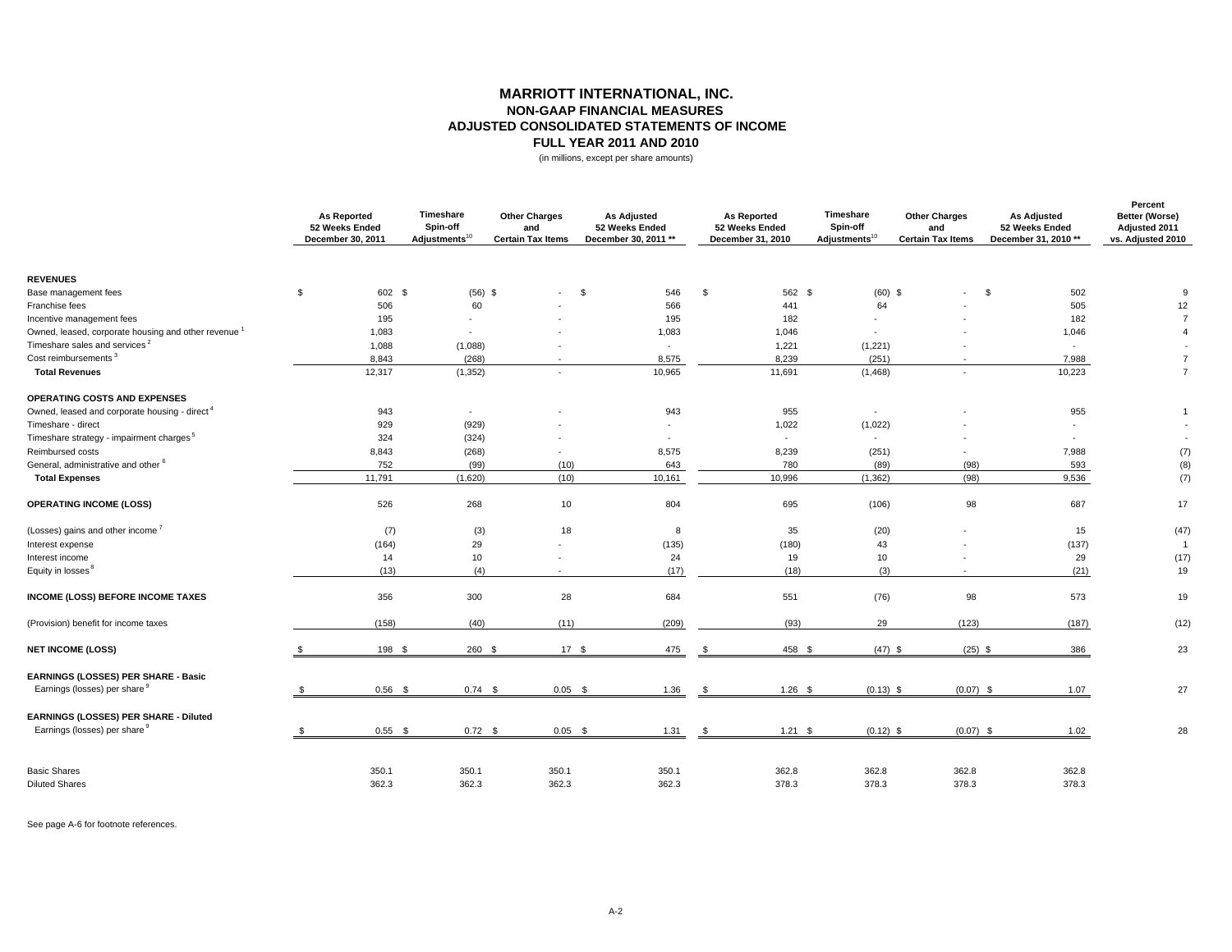# MARRIOTT INTERNATIONAL, INC.
## NON-GAAP FINANCIAL MEASURES
## ADJUSTED CONSOLIDATED STATEMENTS OF INCOME
## FULL YEAR 2011 AND 2010

(in millions, except per share amounts)

| | As Reported 52 Weeks Ended December 30, 2011 | Timeshare Spin-off Adjustments[10] | Other Charges and Certain Tax Items | As Adjusted 52 Weeks Ended December 30, 2011 ** | As Reported 52 Weeks Ended December 31, 2010 | Timeshare Spin-off Adjustments[10] | Other Charges and Certain Tax Items | As Adjusted 52 Weeks Ended December 31, 2010 ** | Percent Better (Worse) Adjusted 2011 vs. Adjusted 2010 |
|---|---|---|---|---|---|---|---|---|---|
| **REVENUES** | | | | | | | | | |
| Base management fees | $ 602 | $ (56) | $ - | $ 546 | $ 562 | $ (60) | $ - | $ 502 | 9 |
| Franchise fees | 506 | 60 | - | 566 | 441 | 64 | - | 505 | 12 |
| Incentive management fees | 195 | - | - | 195 | 182 | - | - | 182 | 7 |
| Owned, leased, corporate housing and other revenue [1] | 1,083 | - | - | 1,083 | 1,046 | - | - | 1,046 | 4 |
| Timeshare sales and services [2] | 1,088 | (1,088) | - | - | 1,221 | (1,221) | - | - | - |
| Cost reimbursements [3] | 8,843 | (268) | - | 8,575 | 8,239 | (251) | - | 7,988 | 7 |
| **Total Revenues** | 12,317 | (1,352) | - | 10,965 | 11,691 | (1,468) | - | 10,223 | 7 |
| **OPERATING COSTS AND EXPENSES** | | | | | | | | | |
| Owned, leased and corporate housing - direct [4] | 943 | - | - | 943 | 955 | - | - | 955 | 1 |
| Timeshare - direct | 929 | (929) | - | - | 1,022 | (1,022) | - | - | - |
| Timeshare strategy - impairment charges [5] | 324 | (324) | - | - | - | - | - | - | - |
| Reimbursed costs | 8,843 | (268) | - | 8,575 | 8,239 | (251) | - | 7,988 | (7) |
| General, administrative and other [6] | 752 | (99) | (10) | 643 | 780 | (89) | (98) | 593 | (8) |
| **Total Expenses** | 11,791 | (1,620) | (10) | 10,161 | 10,996 | (1,362) | (98) | 9,536 | (7) |
| **OPERATING INCOME (LOSS)** | 526 | 268 | 10 | 804 | 695 | (106) | 98 | 687 | 17 |
| (Losses) gains and other income [7] | (7) | (3) | 18 | 8 | 35 | (20) | - | 15 | (47) |
| Interest expense | (164) | 29 | - | (135) | (180) | 43 | - | (137) | 1 |
| Interest income | 14 | 10 | - | 24 | 19 | 10 | - | 29 | (17) |
| Equity in losses [8] | (13) | (4) | - | (17) | (18) | (3) | - | (21) | 19 |
| **INCOME (LOSS) BEFORE INCOME TAXES** | 356 | 300 | 28 | 684 | 551 | (76) | 98 | 573 | 19 |
| (Provision) benefit for income taxes | (158) | (40) | (11) | (209) | (93) | 29 | (123) | (187) | (12) |
| **NET INCOME (LOSS)** | $ 198 | $ 260 | $ 17 | $ 475 | $ 458 | $ (47) | $ (25) | $ 386 | 23 |
| **EARNINGS (LOSSES) PER SHARE - Basic** | | | | | | | | | |
| Earnings (losses) per share [9] | $ 0.56 | $ 0.74 | $ 0.05 | $ 1.36 | $ 1.26 | $ (0.13) | $ (0.07) | $ 1.07 | 27 |
| **EARNINGS (LOSSES) PER SHARE - Diluted** | | | | | | | | | |
| Earnings (losses) per share [9] | $ 0.55 | $ 0.72 | $ 0.05 | $ 1.31 | $ 1.21 | $ (0.12) | $ (0.07) | $ 1.02 | 28 |
| Basic Shares | 350.1 | 350.1 | 350.1 | 350.1 | 362.8 | 362.8 | 362.8 | 362.8 | |
| Diluted Shares | 362.3 | 362.3 | 362.3 | 362.3 | 378.3 | 378.3 | 378.3 | 378.3 | |

See page A-6 for footnote references.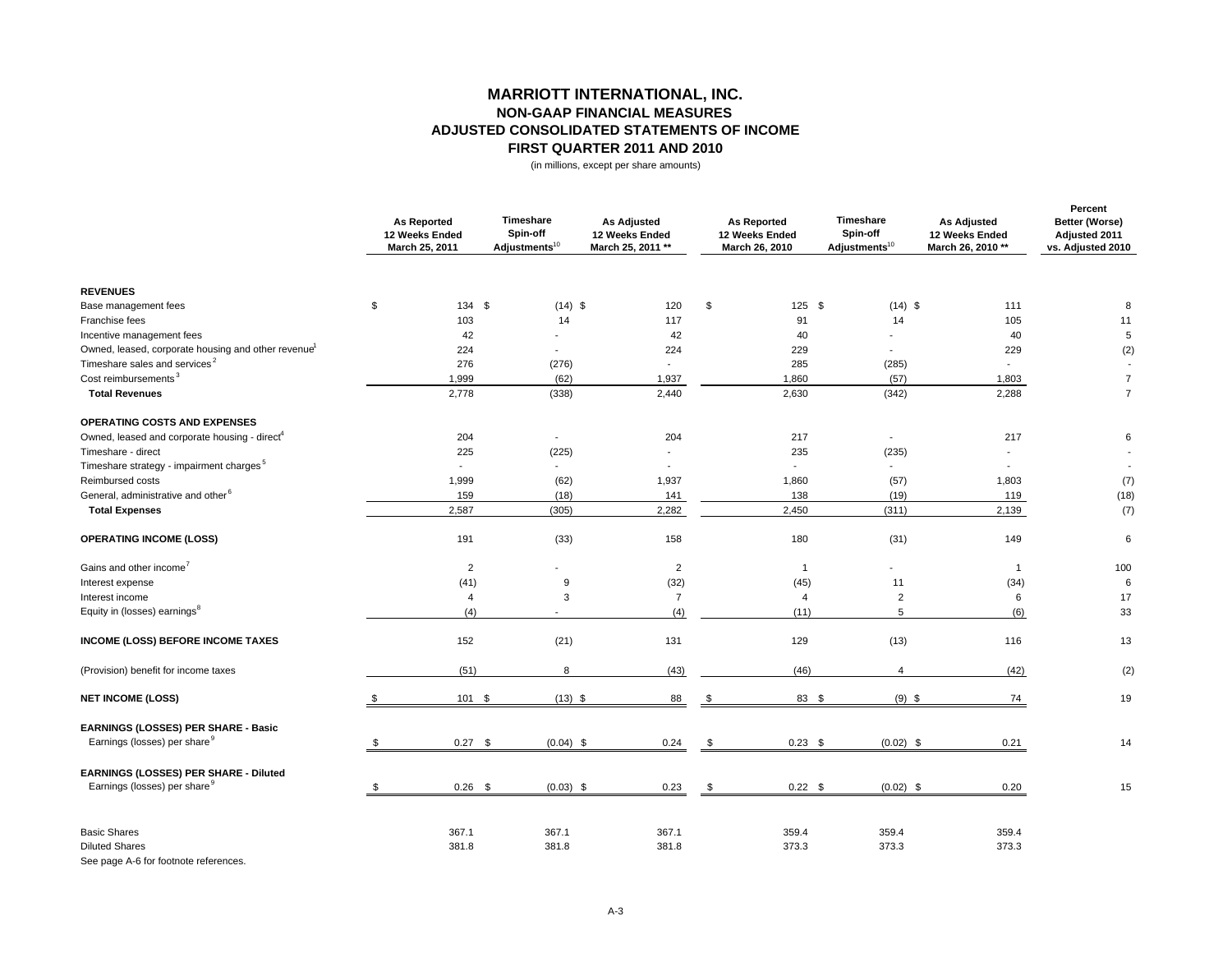# MARRIOTT INTERNATIONAL, INC.
## NON-GAAP FINANCIAL MEASURES
## ADJUSTED CONSOLIDATED STATEMENTS OF INCOME
## FIRST QUARTER 2011 AND 2010

(in millions, except per share amounts)

| | As Reported 12 Weeks Ended March 25, 2011 | Timeshare Spin-off Adjustments[10] | As Adjusted 12 Weeks Ended March 25, 2011 ** | As Reported 12 Weeks Ended March 26, 2010 | Timeshare Spin-off Adjustments[10] | As Adjusted 12 Weeks Ended March 26, 2010 ** | Percent Better (Worse) Adjusted 2011 vs. Adjusted 2010 |
|---|---|---|---|---|---|---|---|
| **REVENUES** | | | | | | | |
| Base management fees | $ 134 | $ (14) | $ 120 | $ 125 | $ (14) | $ 111 | 8 |
| Franchise fees | 103 | 14 | 117 | 91 | 14 | 105 | 11 |
| Incentive management fees | 42 | - | 42 | 40 | - | 40 | 5 |
| Owned, leased, corporate housing and other revenue[1] | 224 | - | 224 | 229 | - | 229 | (2) |
| Timeshare sales and services[2] | 276 | (276) | - | 285 | (285) | - | - |
| Cost reimbursements[3] | 1,999 | (62) | 1,937 | 1,860 | (57) | 1,803 | 7 |
| **Total Revenues** | 2,778 | (338) | 2,440 | 2,630 | (342) | 2,288 | 7 |
| **OPERATING COSTS AND EXPENSES** | | | | | | | |
| Owned, leased and corporate housing - direct[4] | 204 | - | 204 | 217 | - | 217 | 6 |
| Timeshare - direct | 225 | (225) | - | 235 | (235) | - | - |
| Timeshare strategy - impairment charges[5] | - | - | - | - | - | - | - |
| Reimbursed costs | 1,999 | (62) | 1,937 | 1,860 | (57) | 1,803 | (7) |
| General, administrative and other[6] | 159 | (18) | 141 | 138 | (19) | 119 | (18) |
| **Total Expenses** | 2,587 | (305) | 2,282 | 2,450 | (311) | 2,139 | (7) |
| **OPERATING INCOME (LOSS)** | 191 | (33) | 158 | 180 | (31) | 149 | 6 |
| Gains and other income[7] | 2 | - | 2 | 1 | - | 1 | 100 |
| Interest expense | (41) | 9 | (32) | (45) | 11 | (34) | 6 |
| Interest income | 4 | 3 | 7 | 4 | 2 | 6 | 17 |
| Equity in (losses) earnings[8] | (4) | - | (4) | (11) | 5 | (6) | 33 |
| **INCOME (LOSS) BEFORE INCOME TAXES** | 152 | (21) | 131 | 129 | (13) | 116 | 13 |
| (Provision) benefit for income taxes | (51) | 8 | (43) | (46) | 4 | (42) | (2) |
| **NET INCOME (LOSS)** | $ 101 | $ (13) | $ 88 | $ 83 | $ (9) | $ 74 | 19 |
| **EARNINGS (LOSSES) PER SHARE - Basic** | | | | | | | |
| Earnings (losses) per share[9] | $ 0.27 | $ (0.04) | $ 0.24 | $ 0.23 | $ (0.02) | $ 0.21 | 14 |
| **EARNINGS (LOSSES) PER SHARE - Diluted** | | | | | | | |
| Earnings (losses) per share[9] | $ 0.26 | $ (0.03) | $ 0.23 | $ 0.22 | $ (0.02) | $ 0.20 | 15 |
| Basic Shares | 367.1 | 367.1 | 367.1 | 359.4 | 359.4 | 359.4 | |
| Diluted Shares | 381.8 | 381.8 | 381.8 | 373.3 | 373.3 | 373.3 | |

See page A-6 for footnote references.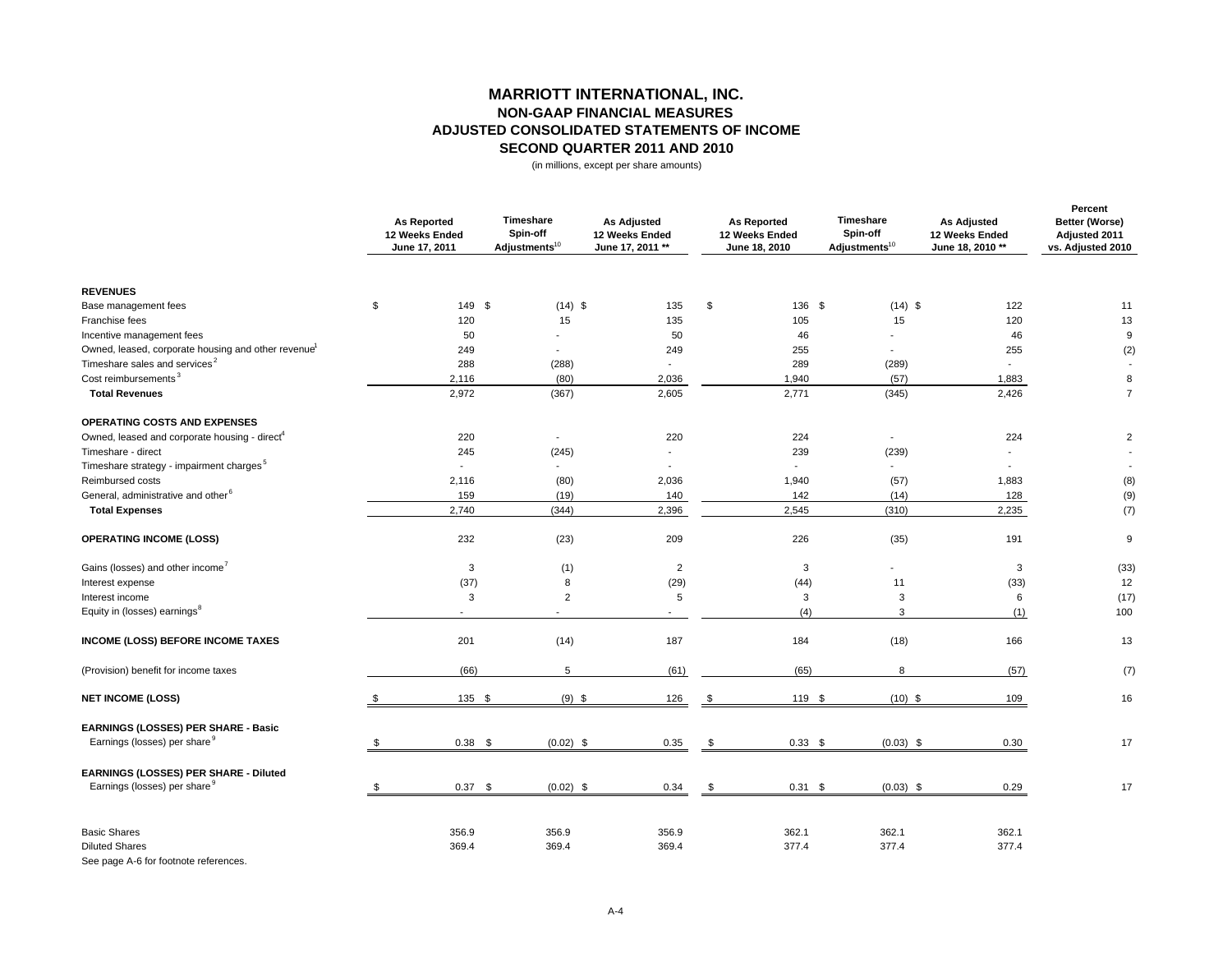# MARRIOTT INTERNATIONAL, INC.
## NON-GAAP FINANCIAL MEASURES
## ADJUSTED CONSOLIDATED STATEMENTS OF INCOME
## SECOND QUARTER 2011 AND 2010

(in millions, except per share amounts)

| | As Reported 12 Weeks Ended June 17, 2011 | Timeshare Spin-off Adjustments[10] | As Adjusted 12 Weeks Ended June 17, 2011 ** | As Reported 12 Weeks Ended June 18, 2010 | Timeshare Spin-off Adjustments[10] | As Adjusted 12 Weeks Ended June 18, 2010 ** | Percent Better (Worse) Adjusted 2011 vs. Adjusted 2010 |
|---|---|---|---|---|---|---|---|
| **REVENUES** | | | | | | | |
| Base management fees | $ 149 | $ (14) | $ 135 | $ 136 | $ (14) | $ 122 | 11 |
| Franchise fees | 120 | 15 | 135 | 105 | 15 | 120 | 13 |
| Incentive management fees | 50 | - | 50 | 46 | - | 46 | 9 |
| Owned, leased, corporate housing and other revenue[1] | 249 | - | 249 | 255 | - | 255 | (2) |
| Timeshare sales and services[2] | 288 | (288) | - | 289 | (289) | - | - |
| Cost reimbursements[3] | 2,116 | (80) | 2,036 | 1,940 | (57) | 1,883 | 8 |
| **Total Revenues** | 2,972 | (367) | 2,605 | 2,771 | (345) | 2,426 | 7 |
| **OPERATING COSTS AND EXPENSES** | | | | | | | |
| Owned, leased and corporate housing - direct[4] | 220 | - | 220 | 224 | - | 224 | 2 |
| Timeshare - direct | 245 | (245) | - | 239 | (239) | - | - |
| Timeshare strategy - impairment charges[5] | - | - | - | - | - | - | - |
| Reimbursed costs | 2,116 | (80) | 2,036 | 1,940 | (57) | 1,883 | (8) |
| General, administrative and other[6] | 159 | (19) | 140 | 142 | (14) | 128 | (9) |
| **Total Expenses** | 2,740 | (344) | 2,396 | 2,545 | (310) | 2,235 | (7) |
| **OPERATING INCOME (LOSS)** | 232 | (23) | 209 | 226 | (35) | 191 | 9 |
| Gains (losses) and other income[7] | 3 | (1) | 2 | 3 | - | 3 | (33) |
| Interest expense | (37) | 8 | (29) | (44) | 11 | (33) | 12 |
| Interest income | 3 | 2 | 5 | 3 | 3 | 6 | (17) |
| Equity in (losses) earnings[8] | - | - | - | (4) | 3 | (1) | 100 |
| **INCOME (LOSS) BEFORE INCOME TAXES** | 201 | (14) | 187 | 184 | (18) | 166 | 13 |
| (Provision) benefit for income taxes | (66) | 5 | (61) | (65) | 8 | (57) | (7) |
| **NET INCOME (LOSS)** | $ 135 | $ (9) | $ 126 | $ 119 | $ (10) | $ 109 | 16 |
| **EARNINGS (LOSSES) PER SHARE - Basic** | | | | | | | |
| Earnings (losses) per share[9] | $ 0.38 | $ (0.02) | $ 0.35 | $ 0.33 | $ (0.03) | $ 0.30 | 17 |
| **EARNINGS (LOSSES) PER SHARE - Diluted** | | | | | | | |
| Earnings (losses) per share[9] | $ 0.37 | $ (0.02) | $ 0.34 | $ 0.31 | $ (0.03) | $ 0.29 | 17 |
| Basic Shares | 356.9 | 356.9 | 356.9 | 362.1 | 362.1 | 362.1 | |
| Diluted Shares | 369.4 | 369.4 | 369.4 | 377.4 | 377.4 | 377.4 | |

See page A-6 for footnote references.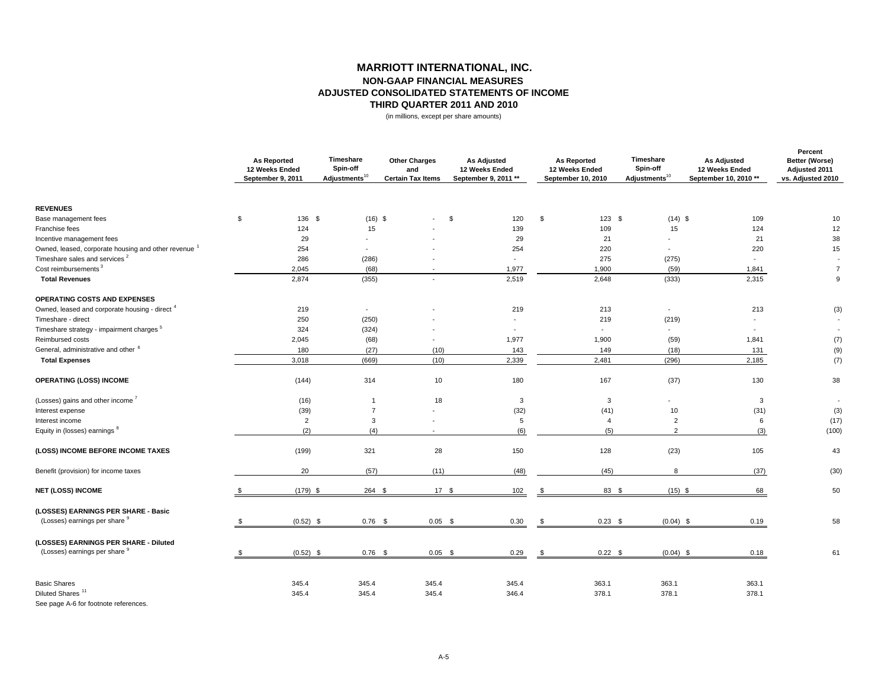# MARRIOTT INTERNATIONAL, INC.
## NON-GAAP FINANCIAL MEASURES
## ADJUSTED CONSOLIDATED STATEMENTS OF INCOME
## THIRD QUARTER 2011 AND 2010

(in millions, except per share amounts)

| | As Reported 12 Weeks Ended September 9, 2011 | Timeshare Spin-off Adjustments[10] | Other Charges and Certain Tax Items | As Adjusted 12 Weeks Ended September 9, 2011 ** | As Reported 12 Weeks Ended September 10, 2010 | Timeshare Spin-off Adjustments[10] | As Adjusted 12 Weeks Ended September 10, 2010 ** | Percent Better (Worse) Adjusted 2011 vs. Adjusted 2010 |
|---|---|---|---|---|---|---|---|---|
| **REVENUES** | | | | | | | | |
| Base management fees | $ 136 | $ (16) | $ - | $ 120 | $ 123 | $ (14) | $ 109 | 10 |
| Franchise fees | 124 | 15 | - | 139 | 109 | 15 | 124 | 12 |
| Incentive management fees | 29 | - | - | 29 | 21 | - | 21 | 38 |
| Owned, leased, corporate housing and other revenue [1] | 254 | - | - | 254 | 220 | - | 220 | 15 |
| Timeshare sales and services [2] | 286 | (286) | - | - | 275 | (275) | - | - |
| Cost reimbursements [3] | 2,045 | (68) | - | 1,977 | 1,900 | (59) | 1,841 | 7 |
| **Total Revenues** | 2,874 | (355) | - | 2,519 | 2,648 | (333) | 2,315 | 9 |
| **OPERATING COSTS AND EXPENSES** | | | | | | | | |
| Owned, leased and corporate housing - direct [4] | 219 | - | - | 219 | 213 | - | 213 | (3) |
| Timeshare - direct | 250 | (250) | - | - | 219 | (219) | - | - |
| Timeshare strategy - impairment charges [5] | 324 | (324) | - | - | - | - | - | - |
| Reimbursed costs | 2,045 | (68) | - | 1,977 | 1,900 | (59) | 1,841 | (7) |
| General, administrative and other [6] | 180 | (27) | (10) | 143 | 149 | (18) | 131 | (9) |
| **Total Expenses** | 3,018 | (669) | (10) | 2,339 | 2,481 | (296) | 2,185 | (7) |
| **OPERATING (LOSS) INCOME** | (144) | 314 | 10 | 180 | 167 | (37) | 130 | 38 |
| (Losses) gains and other income [7] | (16) | 1 | 18 | 3 | 3 | - | 3 | - |
| Interest expense | (39) | 7 | - | (32) | (41) | 10 | (31) | (3) |
| Interest income | 2 | 3 | - | 5 | 4 | 2 | 6 | (17) |
| Equity in (losses) earnings [8] | (2) | (4) | - | (6) | (5) | 2 | (3) | (100) |
| **(LOSS) INCOME BEFORE INCOME TAXES** | (199) | 321 | 28 | 150 | 128 | (23) | 105 | 43 |
| Benefit (provision) for income taxes | 20 | (57) | (11) | (48) | (45) | 8 | (37) | (30) |
| **NET (LOSS) INCOME** | $ (179) | $ 264 | $ 17 | $ 102 | $ 83 | $ (15) | $ 68 | 50 |
| **(LOSSES) EARNINGS PER SHARE - Basic** | | | | | | | | |
| (Losses) earnings per share [9] | $ (0.52) | $ 0.76 | $ 0.05 | $ 0.30 | $ 0.23 | $ (0.04) | $ 0.19 | 58 |
| **(LOSSES) EARNINGS PER SHARE - Diluted** | | | | | | | | |
| (Losses) earnings per share [9] | $ (0.52) | $ 0.76 | $ 0.05 | $ 0.29 | $ 0.22 | $ (0.04) | $ 0.18 | 61 |
| Basic Shares | 345.4 | 345.4 | 345.4 | 345.4 | 363.1 | 363.1 | 363.1 | |
| Diluted Shares [11] | 345.4 | 345.4 | 345.4 | 346.4 | 378.1 | 378.1 | 378.1 | |

See page A-6 for footnote references.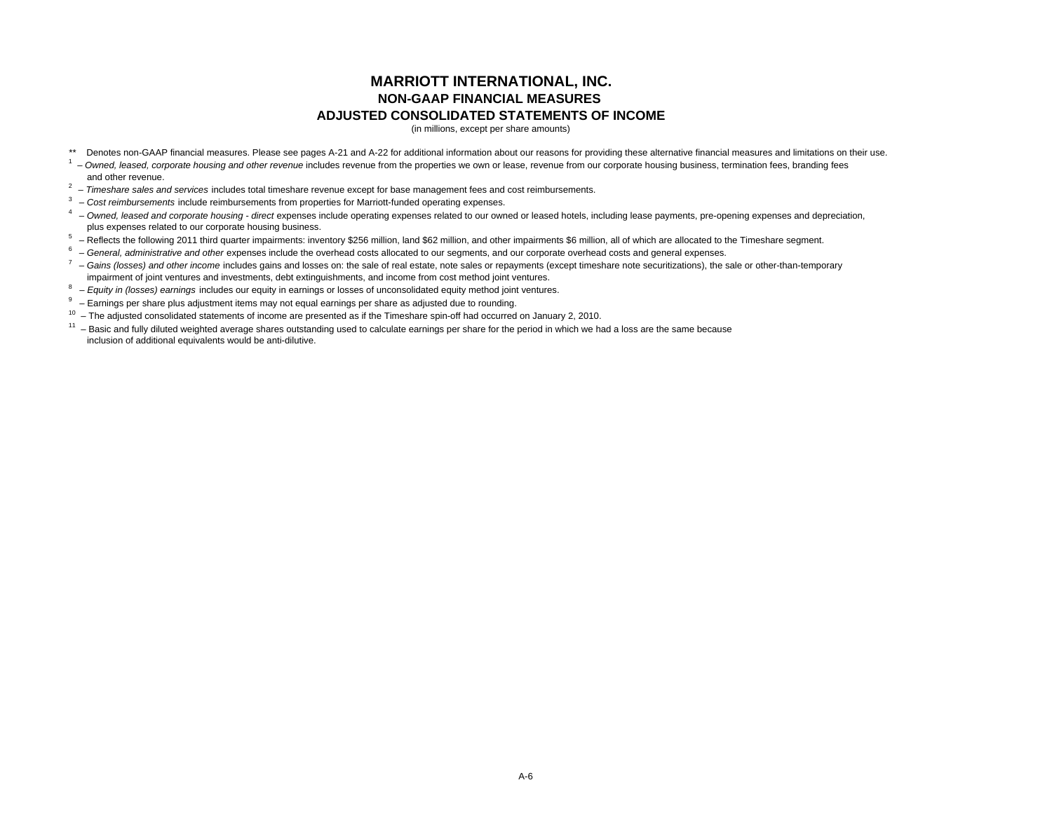# MARRIOTT INTERNATIONAL, INC.

## NON-GAAP FINANCIAL MEASURES

## ADJUSTED CONSOLIDATED STATEMENTS OF INCOME

(in millions, except per share amounts)

** Denotes non-GAAP financial measures. Please see pages A-21 and A-22 for additional information about our reasons for providing these alternative financial measures and limitations on their use.

[1] – *Owned, leased, corporate housing and other revenue* includes revenue from the properties we own or lease, revenue from our corporate housing business, termination fees, branding fees and other revenue.

[2] – *Timeshare sales and services* includes total timeshare revenue except for base management fees and cost reimbursements.

[3] – *Cost reimbursements* include reimbursements from properties for Marriott-funded operating expenses.

[4] – *Owned, leased and corporate housing - direct* expenses include operating expenses related to our owned or leased hotels, including lease payments, pre-opening expenses and depreciation, plus expenses related to our corporate housing business.

[5] – Reflects the following 2011 third quarter impairments: inventory $256 million, land $62 million, and other impairments $6 million, all of which are allocated to the Timeshare segment.

[6] – *General, administrative and other* expenses include the overhead costs allocated to our segments, and our corporate overhead costs and general expenses.

[7] – *Gains (losses) and other income* includes gains and losses on: the sale of real estate, note sales or repayments (except timeshare note securitizations), the sale or other-than-temporary impairment of joint ventures and investments, debt extinguishments, and income from cost method joint ventures.

[8] – *Equity in (losses) earnings* includes our equity in earnings or losses of unconsolidated equity method joint ventures.

[9] – Earnings per share plus adjustment items may not equal earnings per share as adjusted due to rounding.

[10] – The adjusted consolidated statements of income are presented as if the Timeshare spin-off had occurred on January 2, 2010.

[11] – Basic and fully diluted weighted average shares outstanding used to calculate earnings per share for the period in which we had a loss are the same because inclusion of additional equivalents would be anti-dilutive.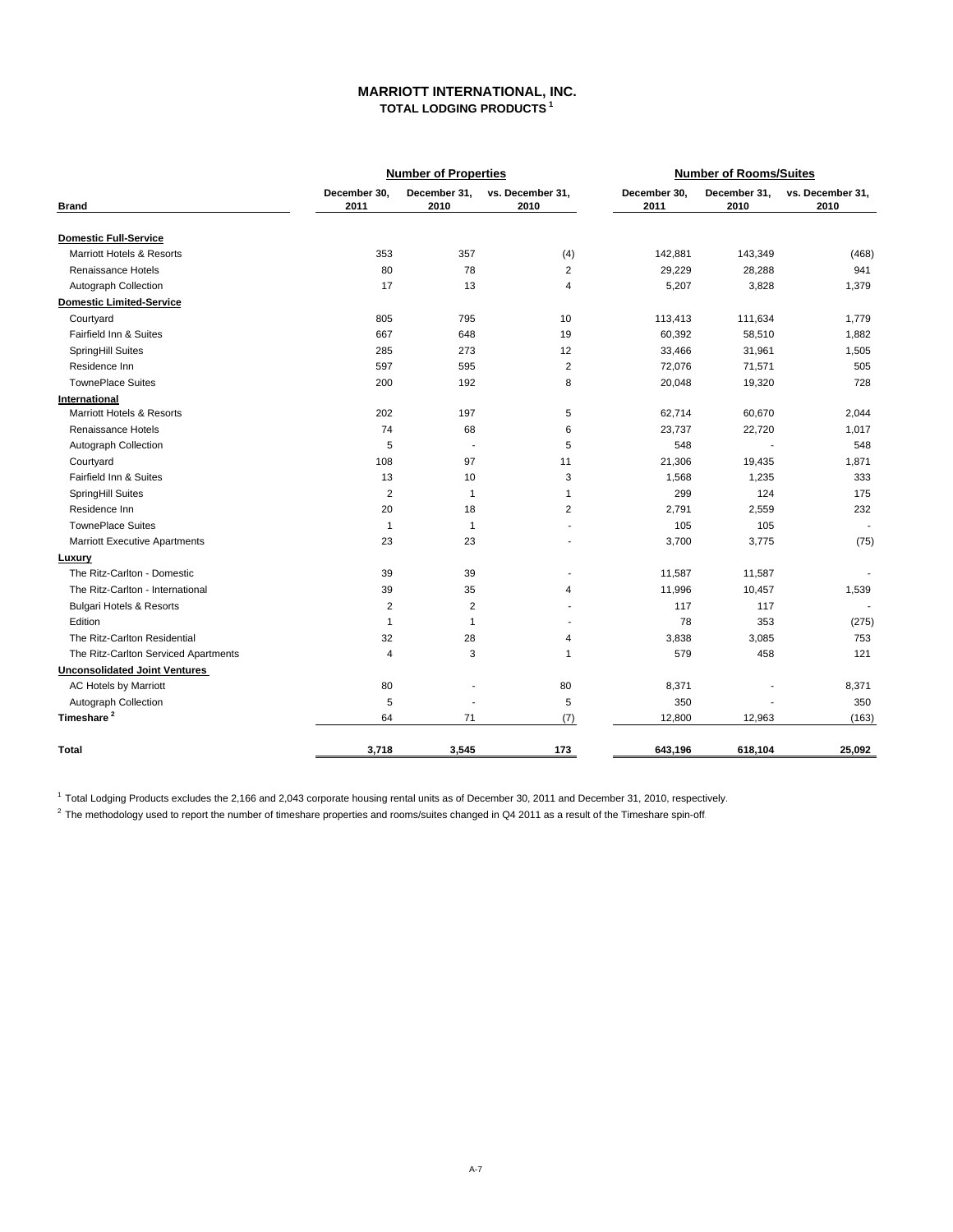# MARRIOTT INTERNATIONAL, INC.

## TOTAL LODGING PRODUCTS [1]

| Brand | Number of Properties | | | Number of Rooms/Suites | | |
|---|---|---|---|---|---|---|
| | December 30, 2011 | December 31, 2010 | vs. December 31, 2010 | December 30, 2011 | December 31, 2010 | vs. December 31, 2010 |
| **Domestic Full-Service** | | | | | | |
| Marriott Hotels & Resorts | 353 | 357 | (4) | 142,881 | 143,349 | (468) |
| Renaissance Hotels | 80 | 78 | 2 | 29,229 | 28,288 | 941 |
| Autograph Collection | 17 | 13 | 4 | 5,207 | 3,828 | 1,379 |
| **Domestic Limited-Service** | | | | | | |
| Courtyard | 805 | 795 | 10 | 113,413 | 111,634 | 1,779 |
| Fairfield Inn & Suites | 667 | 648 | 19 | 60,392 | 58,510 | 1,882 |
| SpringHill Suites | 285 | 273 | 12 | 33,466 | 31,961 | 1,505 |
| Residence Inn | 597 | 595 | 2 | 72,076 | 71,571 | 505 |
| TownePlace Suites | 200 | 192 | 8 | 20,048 | 19,320 | 728 |
| **International** | | | | | | |
| Marriott Hotels & Resorts | 202 | 197 | 5 | 62,714 | 60,670 | 2,044 |
| Renaissance Hotels | 74 | 68 | 6 | 23,737 | 22,720 | 1,017 |
| Autograph Collection | 5 | - | 5 | 548 | - | 548 |
| Courtyard | 108 | 97 | 11 | 21,306 | 19,435 | 1,871 |
| Fairfield Inn & Suites | 13 | 10 | 3 | 1,568 | 1,235 | 333 |
| SpringHill Suites | 2 | 1 | 1 | 299 | 124 | 175 |
| Residence Inn | 20 | 18 | 2 | 2,791 | 2,559 | 232 |
| TownePlace Suites | 1 | 1 | - | 105 | 105 | - |
| Marriott Executive Apartments | 23 | 23 | - | 3,700 | 3,775 | (75) |
| **Luxury** | | | | | | |
| The Ritz-Carlton - Domestic | 39 | 39 | - | 11,587 | 11,587 | - |
| The Ritz-Carlton - International | 39 | 35 | 4 | 11,996 | 10,457 | 1,539 |
| Bulgari Hotels & Resorts | 2 | 2 | - | 117 | 117 | - |
| Edition | 1 | 1 | - | 78 | 353 | (275) |
| The Ritz-Carlton Residential | 32 | 28 | 4 | 3,838 | 3,085 | 753 |
| The Ritz-Carlton Serviced Apartments | 4 | 3 | 1 | 579 | 458 | 121 |
| **Unconsolidated Joint Ventures** | | | | | | |
| AC Hotels by Marriott | 80 | - | 80 | 8,371 | - | 8,371 |
| Autograph Collection | 5 | - | 5 | 350 | - | 350 |
| **Timeshare [2]** | 64 | 71 | (7) | 12,800 | 12,963 | (163) |
| **Total** | **3,718** | **3,545** | **173** | **643,196** | **618,104** | **25,092** |

[1] Total Lodging Products excludes the 2,166 and 2,043 corporate housing rental units as of December 30, 2011 and December 31, 2010, respectively.

[2] The methodology used to report the number of timeshare properties and rooms/suites changed in Q4 2011 as a result of the Timeshare spin-off.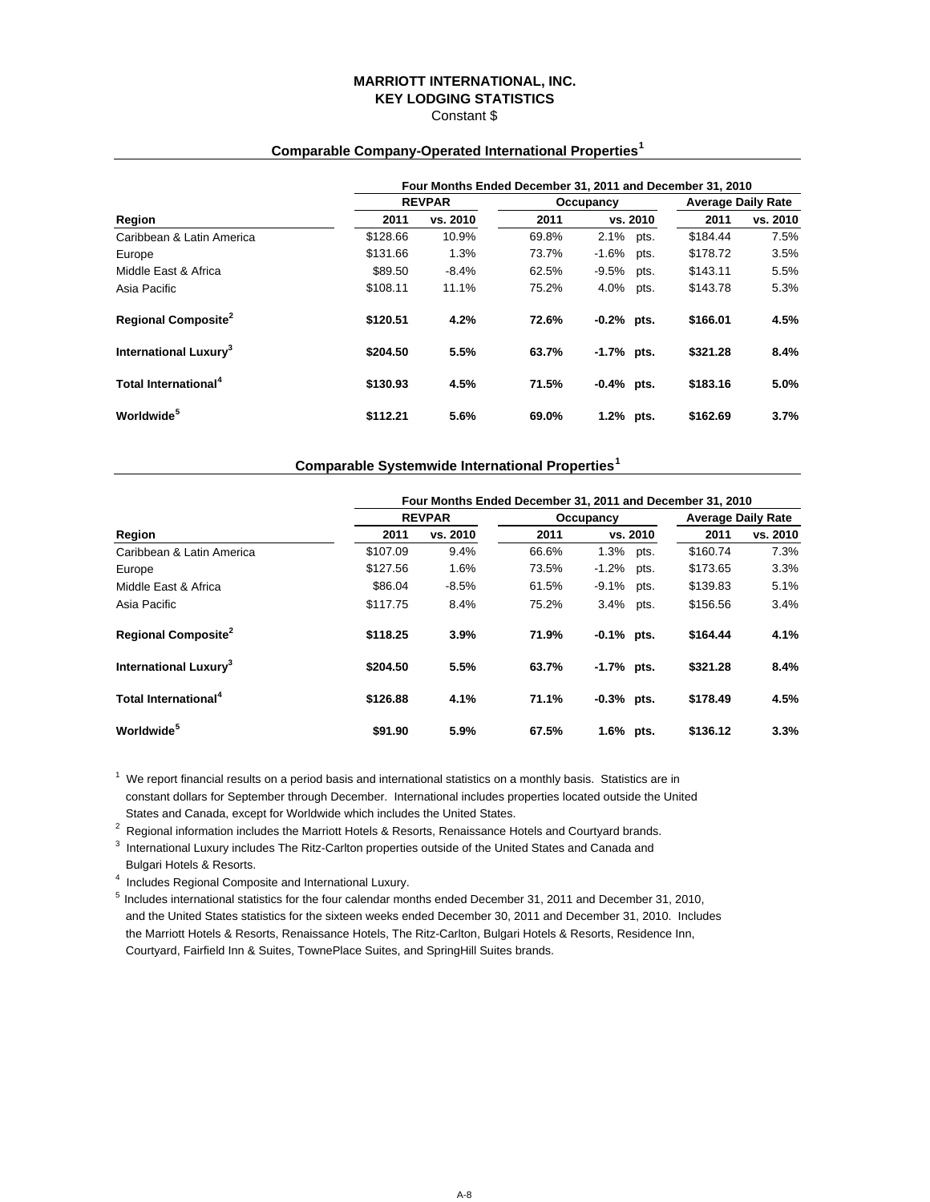**MARRIOTT INTERNATIONAL, INC.**
**KEY LODGING STATISTICS**
Constant $

### Comparable Company-Operated International Properties[1]

| | Four Months Ended December 31, 2011 and December 31, 2010 | | | | | |
|---|---|---|---|---|---|---|
| | REVPAR | | Occupancy | | Average Daily Rate | |
| **Region** | **2011** | **vs. 2010** | **2011** | **vs. 2010** | **2011** | **vs. 2010** |
| Caribbean & Latin America | $128.66 | 10.9% | 69.8% | 2.1% pts. | $184.44 | 7.5% |
| Europe | $131.66 | 1.3% | 73.7% | -1.6% pts. | $178.72 | 3.5% |
| Middle East & Africa | $89.50 | -8.4% | 62.5% | -9.5% pts. | $143.11 | 5.5% |
| Asia Pacific | $108.11 | 11.1% | 75.2% | 4.0% pts. | $143.78 | 5.3% |
| **Regional Composite[2]** | **$120.51** | **4.2%** | **72.6%** | **-0.2% pts.** | **$166.01** | **4.5%** |
| **International Luxury[3]** | **$204.50** | **5.5%** | **63.7%** | **-1.7% pts.** | **$321.28** | **8.4%** |
| **Total International[4]** | **$130.93** | **4.5%** | **71.5%** | **-0.4% pts.** | **$183.16** | **5.0%** |
| **Worldwide[5]** | **$112.21** | **5.6%** | **69.0%** | **1.2% pts.** | **$162.69** | **3.7%** |

### Comparable Systemwide International Properties[1]

| | Four Months Ended December 31, 2011 and December 31, 2010 | | | | | |
|---|---|---|---|---|---|---|
| | REVPAR | | Occupancy | | Average Daily Rate | |
| **Region** | **2011** | **vs. 2010** | **2011** | **vs. 2010** | **2011** | **vs. 2010** |
| Caribbean & Latin America | $107.09 | 9.4% | 66.6% | 1.3% pts. | $160.74 | 7.3% |
| Europe | $127.56 | 1.6% | 73.5% | -1.2% pts. | $173.65 | 3.3% |
| Middle East & Africa | $86.04 | -8.5% | 61.5% | -9.1% pts. | $139.83 | 5.1% |
| Asia Pacific | $117.75 | 8.4% | 75.2% | 3.4% pts. | $156.56 | 3.4% |
| **Regional Composite[2]** | **$118.25** | **3.9%** | **71.9%** | **-0.1% pts.** | **$164.44** | **4.1%** |
| **International Luxury[3]** | **$204.50** | **5.5%** | **63.7%** | **-1.7% pts.** | **$321.28** | **8.4%** |
| **Total International[4]** | **$126.88** | **4.1%** | **71.1%** | **-0.3% pts.** | **$178.49** | **4.5%** |
| **Worldwide[5]** | **$91.90** | **5.9%** | **67.5%** | **1.6% pts.** | **$136.12** | **3.3%** |

[1] We report financial results on a period basis and international statistics on a monthly basis. Statistics are in constant dollars for September through December. International includes properties located outside the United States and Canada, except for Worldwide which includes the United States.

[2] Regional information includes the Marriott Hotels & Resorts, Renaissance Hotels and Courtyard brands.

[3] International Luxury includes The Ritz-Carlton properties outside of the United States and Canada and Bulgari Hotels & Resorts.

[4] Includes Regional Composite and International Luxury.

[5] Includes international statistics for the four calendar months ended December 31, 2011 and December 31, 2010, and the United States statistics for the sixteen weeks ended December 30, 2011 and December 31, 2010. Includes the Marriott Hotels & Resorts, Renaissance Hotels, The Ritz-Carlton, Bulgari Hotels & Resorts, Residence Inn, Courtyard, Fairfield Inn & Suites, TownePlace Suites, and SpringHill Suites brands.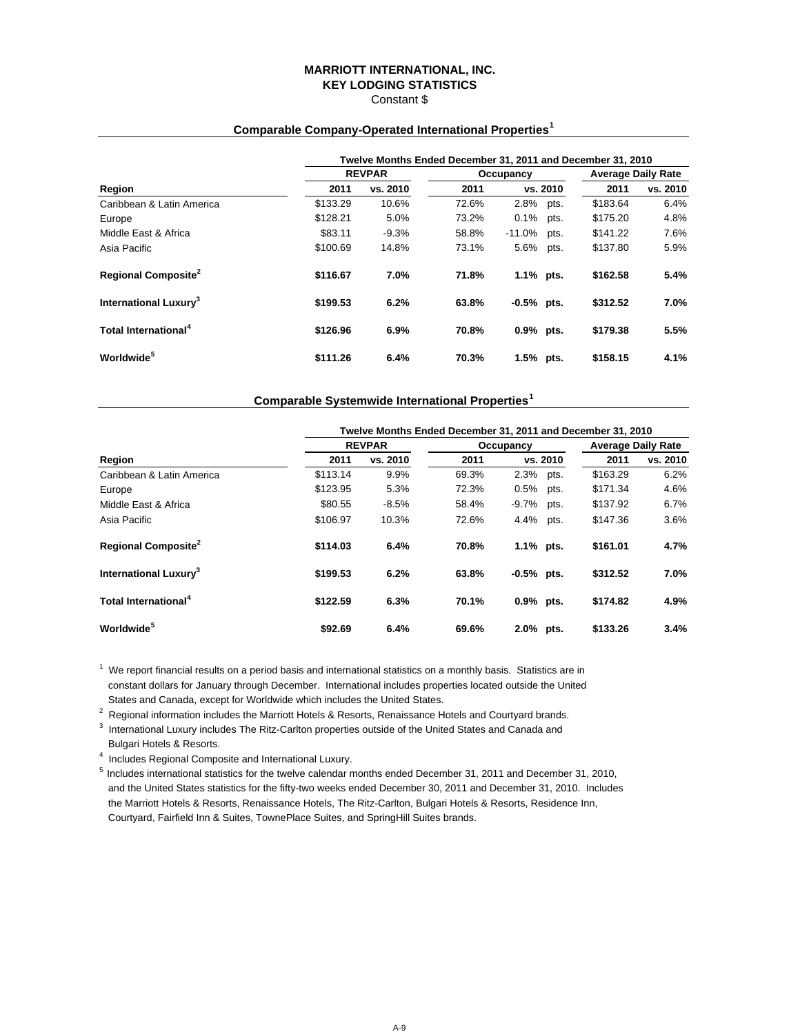# MARRIOTT INTERNATIONAL, INC.
## KEY LODGING STATISTICS
Constant $

### Comparable Company-Operated International Properties[1]

| | Twelve Months Ended December 31, 2011 and December 31, 2010 | | | | | |
|---|---|---|---|---|---|---|
| | REVPAR | | Occupancy | | Average Daily Rate | |
| **Region** | **2011** | **vs. 2010** | **2011** | **vs. 2010** | **2011** | **vs. 2010** |
| Caribbean & Latin America | $133.29 | 10.6% | 72.6% | 2.8% pts. | $183.64 | 6.4% |
| Europe | $128.21 | 5.0% | 73.2% | 0.1% pts. | $175.20 | 4.8% |
| Middle East & Africa | $83.11 | -9.3% | 58.8% | -11.0% pts. | $141.22 | 7.6% |
| Asia Pacific | $100.69 | 14.8% | 73.1% | 5.6% pts. | $137.80 | 5.9% |
| **Regional Composite[2]** | **$116.67** | **7.0%** | **71.8%** | **1.1% pts.** | **$162.58** | **5.4%** |
| **International Luxury[3]** | **$199.53** | **6.2%** | **63.8%** | **-0.5% pts.** | **$312.52** | **7.0%** |
| **Total International[4]** | **$126.96** | **6.9%** | **70.8%** | **0.9% pts.** | **$179.38** | **5.5%** |
| **Worldwide[5]** | **$111.26** | **6.4%** | **70.3%** | **1.5% pts.** | **$158.15** | **4.1%** |

### Comparable Systemwide International Properties[1]

| | Twelve Months Ended December 31, 2011 and December 31, 2010 | | | | | |
|---|---|---|---|---|---|---|
| | REVPAR | | Occupancy | | Average Daily Rate | |
| **Region** | **2011** | **vs. 2010** | **2011** | **vs. 2010** | **2011** | **vs. 2010** |
| Caribbean & Latin America | $113.14 | 9.9% | 69.3% | 2.3% pts. | $163.29 | 6.2% |
| Europe | $123.95 | 5.3% | 72.3% | 0.5% pts. | $171.34 | 4.6% |
| Middle East & Africa | $80.55 | -8.5% | 58.4% | -9.7% pts. | $137.92 | 6.7% |
| Asia Pacific | $106.97 | 10.3% | 72.6% | 4.4% pts. | $147.36 | 3.6% |
| **Regional Composite[2]** | **$114.03** | **6.4%** | **70.8%** | **1.1% pts.** | **$161.01** | **4.7%** |
| **International Luxury[3]** | **$199.53** | **6.2%** | **63.8%** | **-0.5% pts.** | **$312.52** | **7.0%** |
| **Total International[4]** | **$122.59** | **6.3%** | **70.1%** | **0.9% pts.** | **$174.82** | **4.9%** |
| **Worldwide[5]** | **$92.69** | **6.4%** | **69.6%** | **2.0% pts.** | **$133.26** | **3.4%** |

[1] We report financial results on a period basis and international statistics on a monthly basis. Statistics are in constant dollars for January through December. International includes properties located outside the United States and Canada, except for Worldwide which includes the United States.

[2] Regional information includes the Marriott Hotels & Resorts, Renaissance Hotels and Courtyard brands.

[3] International Luxury includes The Ritz-Carlton properties outside of the United States and Canada and Bulgari Hotels & Resorts.

[4] Includes Regional Composite and International Luxury.

[5] Includes international statistics for the twelve calendar months ended December 31, 2011 and December 31, 2010, and the United States statistics for the fifty-two weeks ended December 30, 2011 and December 31, 2010. Includes the Marriott Hotels & Resorts, Renaissance Hotels, The Ritz-Carlton, Bulgari Hotels & Resorts, Residence Inn, Courtyard, Fairfield Inn & Suites, TownePlace Suites, and SpringHill Suites brands.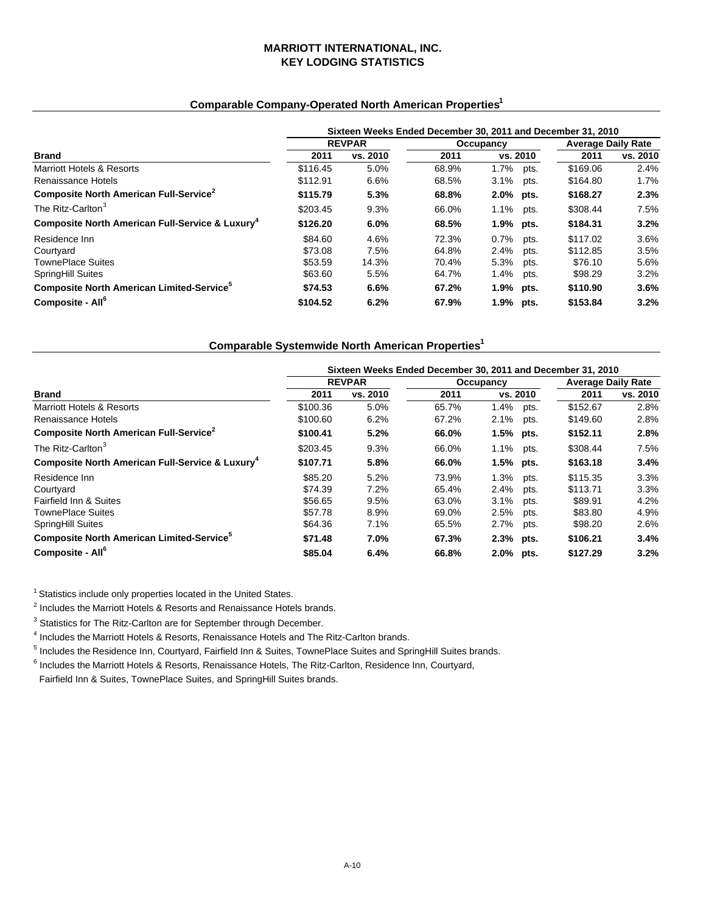# MARRIOTT INTERNATIONAL, INC.
# KEY LODGING STATISTICS

## Comparable Company-Operated North American Properties[1]

| | Sixteen Weeks Ended December 30, 2011 and December 31, 2010 | | | | | |
|---|---|---|---|---|---|---|
| | REVPAR | | Occupancy | | Average Daily Rate | |
| **Brand** | **2011** | **vs. 2010** | **2011** | **vs. 2010** | **2011** | **vs. 2010** |
| Marriott Hotels & Resorts | $116.45 | 5.0% | 68.9% | 1.7% pts. | $169.06 | 2.4% |
| Renaissance Hotels | $112.91 | 6.6% | 68.5% | 3.1% pts. | $164.80 | 1.7% |
| **Composite North American Full-Service[2]** | **$115.79** | **5.3%** | **68.8%** | **2.0% pts.** | **$168.27** | **2.3%** |
| The Ritz-Carlton[3] | $203.45 | 9.3% | 66.0% | 1.1% pts. | $308.44 | 7.5% |
| **Composite North American Full-Service & Luxury[4]** | **$126.20** | **6.0%** | **68.5%** | **1.9% pts.** | **$184.31** | **3.2%** |
| Residence Inn | $84.60 | 4.6% | 72.3% | 0.7% pts. | $117.02 | 3.6% |
| Courtyard | $73.08 | 7.5% | 64.8% | 2.4% pts. | $112.85 | 3.5% |
| TownePlace Suites | $53.59 | 14.3% | 70.4% | 5.3% pts. | $76.10 | 5.6% |
| SpringHill Suites | $63.60 | 5.5% | 64.7% | 1.4% pts. | $98.29 | 3.2% |
| **Composite North American Limited-Service[5]** | **$74.53** | **6.6%** | **67.2%** | **1.9% pts.** | **$110.90** | **3.6%** |
| **Composite - All[6]** | **$104.52** | **6.2%** | **67.9%** | **1.9% pts.** | **$153.84** | **3.2%** |

## Comparable Systemwide North American Properties[1]

| | Sixteen Weeks Ended December 30, 2011 and December 31, 2010 | | | | | |
|---|---|---|---|---|---|---|
| | REVPAR | | Occupancy | | Average Daily Rate | |
| **Brand** | **2011** | **vs. 2010** | **2011** | **vs. 2010** | **2011** | **vs. 2010** |
| Marriott Hotels & Resorts | $100.36 | 5.0% | 65.7% | 1.4% pts. | $152.67 | 2.8% |
| Renaissance Hotels | $100.60 | 6.2% | 67.2% | 2.1% pts. | $149.60 | 2.8% |
| **Composite North American Full-Service[2]** | **$100.41** | **5.2%** | **66.0%** | **1.5% pts.** | **$152.11** | **2.8%** |
| The Ritz-Carlton[3] | $203.45 | 9.3% | 66.0% | 1.1% pts. | $308.44 | 7.5% |
| **Composite North American Full-Service & Luxury[4]** | **$107.71** | **5.8%** | **66.0%** | **1.5% pts.** | **$163.18** | **3.4%** |
| Residence Inn | $85.20 | 5.2% | 73.9% | 1.3% pts. | $115.35 | 3.3% |
| Courtyard | $74.39 | 7.2% | 65.4% | 2.4% pts. | $113.71 | 3.3% |
| Fairfield Inn & Suites | $56.65 | 9.5% | 63.0% | 3.1% pts. | $89.91 | 4.2% |
| TownePlace Suites | $57.78 | 8.9% | 69.0% | 2.5% pts. | $83.80 | 4.9% |
| SpringHill Suites | $64.36 | 7.1% | 65.5% | 2.7% pts. | $98.20 | 2.6% |
| **Composite North American Limited-Service[5]** | **$71.48** | **7.0%** | **67.3%** | **2.3% pts.** | **$106.21** | **3.4%** |
| **Composite - All[6]** | **$85.04** | **6.4%** | **66.8%** | **2.0% pts.** | **$127.29** | **3.2%** |

[1] Statistics include only properties located in the United States.

[2] Includes the Marriott Hotels & Resorts and Renaissance Hotels brands.

[3] Statistics for The Ritz-Carlton are for September through December.

[4] Includes the Marriott Hotels & Resorts, Renaissance Hotels and The Ritz-Carlton brands.

[5] Includes the Residence Inn, Courtyard, Fairfield Inn & Suites, TownePlace Suites and SpringHill Suites brands.

[6] Includes the Marriott Hotels & Resorts, Renaissance Hotels, The Ritz-Carlton, Residence Inn, Courtyard, Fairfield Inn & Suites, TownePlace Suites, and SpringHill Suites brands.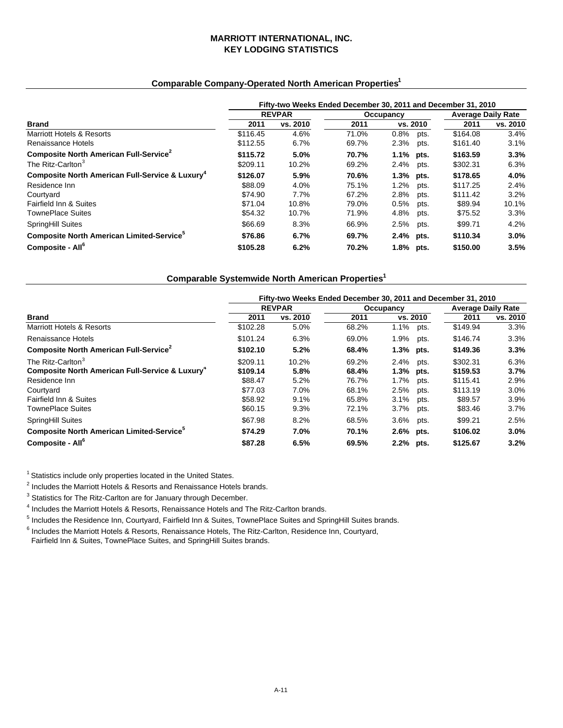# MARRIOTT INTERNATIONAL, INC.
# KEY LODGING STATISTICS

## Comparable Company-Operated North American Properties[1]

| | Fifty-two Weeks Ended December 30, 2011 and December 31, 2010 | | | | | |
|---|---|---|---|---|---|---|
| | REVPAR | | Occupancy | | Average Daily Rate | |
| **Brand** | **2011** | **vs. 2010** | **2011** | **vs. 2010** | **2011** | **vs. 2010** |
| Marriott Hotels & Resorts | $116.45 | 4.6% | 71.0% | 0.8% pts. | $164.08 | 3.4% |
| Renaissance Hotels | $112.55 | 6.7% | 69.7% | 2.3% pts. | $161.40 | 3.1% |
| **Composite North American Full-Service[2]** | **$115.72** | **5.0%** | **70.7%** | **1.1% pts.** | **$163.59** | **3.3%** |
| The Ritz-Carlton[3] | $209.11 | 10.2% | 69.2% | 2.4% pts. | $302.31 | 6.3% |
| **Composite North American Full-Service & Luxury[4]** | **$126.07** | **5.9%** | **70.6%** | **1.3% pts.** | **$178.65** | **4.0%** |
| Residence Inn | $88.09 | 4.0% | 75.1% | 1.2% pts. | $117.25 | 2.4% |
| Courtyard | $74.90 | 7.7% | 67.2% | 2.8% pts. | $111.42 | 3.2% |
| Fairfield Inn & Suites | $71.04 | 10.8% | 79.0% | 0.5% pts. | $89.94 | 10.1% |
| TownePlace Suites | $54.32 | 10.7% | 71.9% | 4.8% pts. | $75.52 | 3.3% |
| SpringHill Suites | $66.69 | 8.3% | 66.9% | 2.5% pts. | $99.71 | 4.2% |
| **Composite North American Limited-Service[5]** | **$76.86** | **6.7%** | **69.7%** | **2.4% pts.** | **$110.34** | **3.0%** |
| **Composite - All[6]** | **$105.28** | **6.2%** | **70.2%** | **1.8% pts.** | **$150.00** | **3.5%** |

## Comparable Systemwide North American Properties[1]

| | Fifty-two Weeks Ended December 30, 2011 and December 31, 2010 | | | | | |
|---|---|---|---|---|---|---|
| | REVPAR | | Occupancy | | Average Daily Rate | |
| **Brand** | **2011** | **vs. 2010** | **2011** | **vs. 2010** | **2011** | **vs. 2010** |
| Marriott Hotels & Resorts | $102.28 | 5.0% | 68.2% | 1.1% pts. | $149.94 | 3.3% |
| Renaissance Hotels | $101.24 | 6.3% | 69.0% | 1.9% pts. | $146.74 | 3.3% |
| **Composite North American Full-Service[2]** | **$102.10** | **5.2%** | **68.4%** | **1.3% pts.** | **$149.36** | **3.3%** |
| The Ritz-Carlton[3] | $209.11 | 10.2% | 69.2% | 2.4% pts. | $302.31 | 6.3% |
| **Composite North American Full-Service & Luxury[4]** | **$109.14** | **5.8%** | **68.4%** | **1.3% pts.** | **$159.53** | **3.7%** |
| Residence Inn | $88.47 | 5.2% | 76.7% | 1.7% pts. | $115.41 | 2.9% |
| Courtyard | $77.03 | 7.0% | 68.1% | 2.5% pts. | $113.19 | 3.0% |
| Fairfield Inn & Suites | $58.92 | 9.1% | 65.8% | 3.1% pts. | $89.57 | 3.9% |
| TownePlace Suites | $60.15 | 9.3% | 72.1% | 3.7% pts. | $83.46 | 3.7% |
| SpringHill Suites | $67.98 | 8.2% | 68.5% | 3.6% pts. | $99.21 | 2.5% |
| **Composite North American Limited-Service[5]** | **$74.29** | **7.0%** | **70.1%** | **2.6% pts.** | **$106.02** | **3.0%** |
| **Composite - All[6]** | **$87.28** | **6.5%** | **69.5%** | **2.2% pts.** | **$125.67** | **3.2%** |

[1] Statistics include only properties located in the United States.

[2] Includes the Marriott Hotels & Resorts and Renaissance Hotels brands.

[3] Statistics for The Ritz-Carlton are for January through December.

[4] Includes the Marriott Hotels & Resorts, Renaissance Hotels and The Ritz-Carlton brands.

[5] Includes the Residence Inn, Courtyard, Fairfield Inn & Suites, TownePlace Suites and SpringHill Suites brands.

[6] Includes the Marriott Hotels & Resorts, Renaissance Hotels, The Ritz-Carlton, Residence Inn, Courtyard, Fairfield Inn & Suites, TownePlace Suites, and SpringHill Suites brands.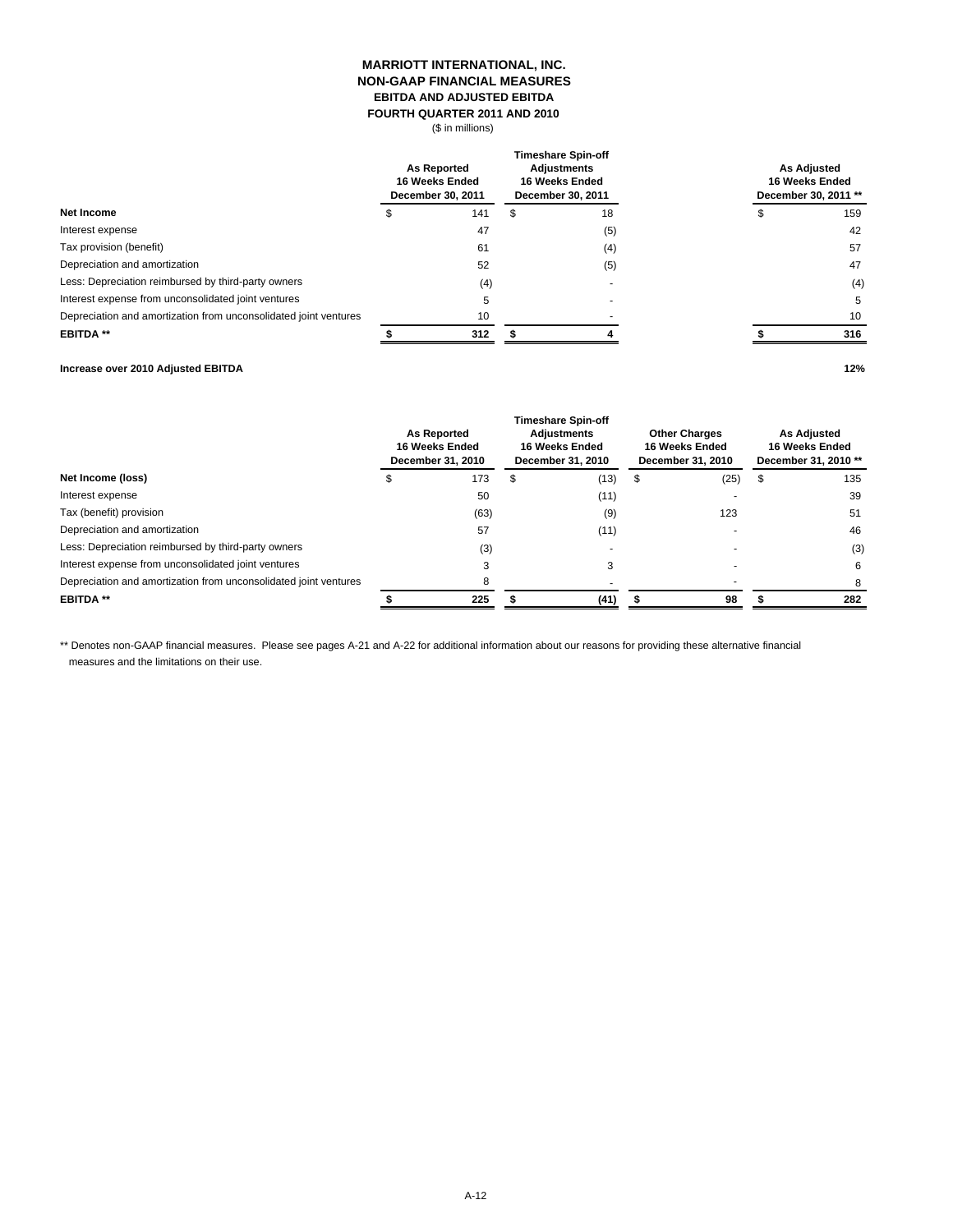**MARRIOTT INTERNATIONAL, INC.**
**NON-GAAP FINANCIAL MEASURES**
**EBITDA AND ADJUSTED EBITDA**
**FOURTH QUARTER 2011 AND 2010**
($ in millions)

| | As Reported 16 Weeks Ended December 30, 2011 | Timeshare Spin-off Adjustments 16 Weeks Ended December 30, 2011 | As Adjusted 16 Weeks Ended December 30, 2011 ** |
|---|---|---|---|
| **Net Income** | $ 141 | $ 18 | $ 159 |
| Interest expense | 47 | (5) | 42 |
| Tax provision (benefit) | 61 | (4) | 57 |
| Depreciation and amortization | 52 | (5) | 47 |
| Less: Depreciation reimbursed by third-party owners | (4) | - | (4) |
| Interest expense from unconsolidated joint ventures | 5 | - | 5 |
| Depreciation and amortization from unconsolidated joint ventures | 10 | - | 10 |
| **EBITDA ** ** | **$ 312** | **$ 4** | **$ 316** |
| | | | |
| **Increase over 2010 Adjusted EBITDA** | | | **12%** |

| | As Reported 16 Weeks Ended December 31, 2010 | Timeshare Spin-off Adjustments 16 Weeks Ended December 31, 2010 | Other Charges 16 Weeks Ended December 31, 2010 | As Adjusted 16 Weeks Ended December 31, 2010 ** |
|---|---|---|---|---|
| **Net Income (loss)** | $ 173 | $ (13) | $ (25) | $ 135 |
| Interest expense | 50 | (11) | - | 39 |
| Tax (benefit) provision | (63) | (9) | 123 | 51 |
| Depreciation and amortization | 57 | (11) | - | 46 |
| Less: Depreciation reimbursed by third-party owners | (3) | - | - | (3) |
| Interest expense from unconsolidated joint ventures | 3 | 3 | - | 6 |
| Depreciation and amortization from unconsolidated joint ventures | 8 | - | - | 8 |
| **EBITDA ** ** | **$ 225** | **$ (41)** | **$ 98** | **$ 282** |

** Denotes non-GAAP financial measures. Please see pages A-21 and A-22 for additional information about our reasons for providing these alternative financial measures and the limitations on their use.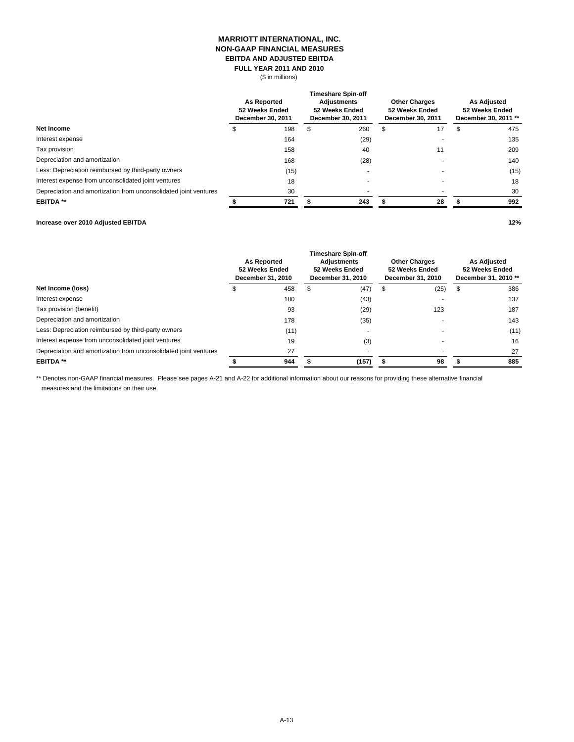# MARRIOTT INTERNATIONAL, INC.
## NON-GAAP FINANCIAL MEASURES
### EBITDA AND ADJUSTED EBITDA
### FULL YEAR 2011 AND 2010
($ in millions)

| | As Reported 52 Weeks Ended December 30, 2011 | Timeshare Spin-off Adjustments 52 Weeks Ended December 30, 2011 | Other Charges 52 Weeks Ended December 30, 2011 | As Adjusted 52 Weeks Ended December 30, 2011 ** |
|---|---|---|---|---|
| **Net Income** | $ 198 | $ 260 | $ 17 | $ 475 |
| Interest expense | 164 | (29) | - | 135 |
| Tax provision | 158 | 40 | 11 | 209 |
| Depreciation and amortization | 168 | (28) | - | 140 |
| Less: Depreciation reimbursed by third-party owners | (15) | - | - | (15) |
| Interest expense from unconsolidated joint ventures | 18 | - | - | 18 |
| Depreciation and amortization from unconsolidated joint ventures | 30 | - | - | 30 |
| **EBITDA \*\*** | **$ 721** | **$ 243** | **$ 28** | **$ 992** |
| | | | | |
| **Increase over 2010 Adjusted EBITDA** | | | | **12%** |

| | As Reported 52 Weeks Ended December 31, 2010 | Timeshare Spin-off Adjustments 52 Weeks Ended December 31, 2010 | Other Charges 52 Weeks Ended December 31, 2010 | As Adjusted 52 Weeks Ended December 31, 2010 ** |
|---|---|---|---|---|
| **Net Income (loss)** | $ 458 | $ (47) | $ (25) | $ 386 |
| Interest expense | 180 | (43) | - | 137 |
| Tax provision (benefit) | 93 | (29) | 123 | 187 |
| Depreciation and amortization | 178 | (35) | - | 143 |
| Less: Depreciation reimbursed by third-party owners | (11) | - | - | (11) |
| Interest expense from unconsolidated joint ventures | 19 | (3) | - | 16 |
| Depreciation and amortization from unconsolidated joint ventures | 27 | - | - | 27 |
| **EBITDA \*\*** | **$ 944** | **$ (157)** | **$ 98** | **$ 885** |

** Denotes non-GAAP financial measures. Please see pages A-21 and A-22 for additional information about our reasons for providing these alternative financial measures and the limitations on their use.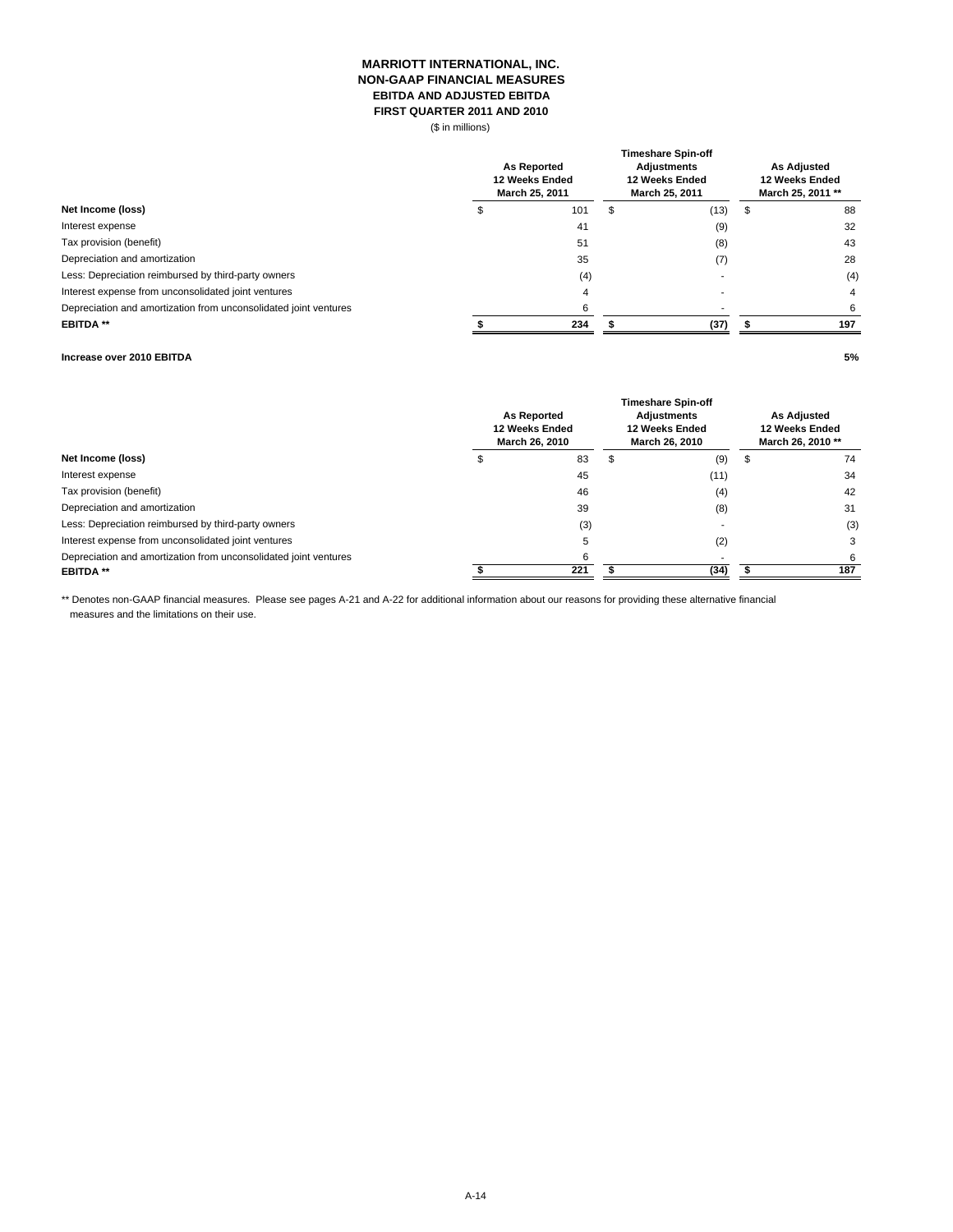**MARRIOTT INTERNATIONAL, INC.**
**NON-GAAP FINANCIAL MEASURES**
**EBITDA AND ADJUSTED EBITDA**
**FIRST QUARTER 2011 AND 2010**
($ in millions)

| | As Reported 12 Weeks Ended March 25, 2011 | Timeshare Spin-off Adjustments 12 Weeks Ended March 25, 2011 | As Adjusted 12 Weeks Ended March 25, 2011 ** |
|---|---|---|---|
| **Net Income (loss)** | $ 101 | $ (13) | $ 88 |
| Interest expense | 41 | (9) | 32 |
| Tax provision (benefit) | 51 | (8) | 43 |
| Depreciation and amortization | 35 | (7) | 28 |
| Less: Depreciation reimbursed by third-party owners | (4) | - | (4) |
| Interest expense from unconsolidated joint ventures | 4 | - | 4 |
| Depreciation and amortization from unconsolidated joint ventures | 6 | - | 6 |
| **EBITDA \*\*** | **$ 234** | **$ (37)** | **$ 197** |
| | | | |
| **Increase over 2010 EBITDA** | | | **5%** |

| | As Reported 12 Weeks Ended March 26, 2010 | Timeshare Spin-off Adjustments 12 Weeks Ended March 26, 2010 | As Adjusted 12 Weeks Ended March 26, 2010 ** |
|---|---|---|---|
| **Net Income (loss)** | $ 83 | $ (9) | $ 74 |
| Interest expense | 45 | (11) | 34 |
| Tax provision (benefit) | 46 | (4) | 42 |
| Depreciation and amortization | 39 | (8) | 31 |
| Less: Depreciation reimbursed by third-party owners | (3) | - | (3) |
| Interest expense from unconsolidated joint ventures | 5 | (2) | 3 |
| Depreciation and amortization from unconsolidated joint ventures | 6 | - | 6 |
| **EBITDA \*\*** | **$ 221** | **$ (34)** | **$ 187** |

** Denotes non-GAAP financial measures. Please see pages A-21 and A-22 for additional information about our reasons for providing these alternative financial measures and the limitations on their use.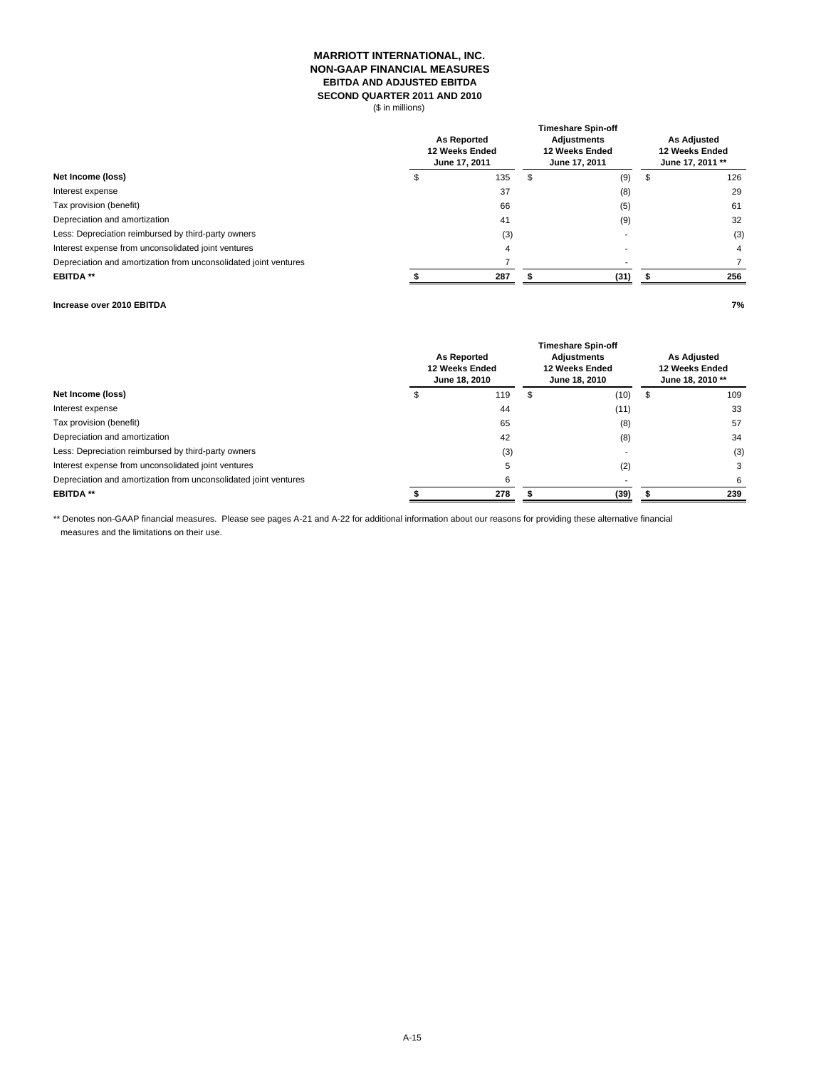# MARRIOTT INTERNATIONAL, INC.
## NON-GAAP FINANCIAL MEASURES
### EBITDA AND ADJUSTED EBITDA
### SECOND QUARTER 2011 AND 2010

($ in millions)

| | As Reported 12 Weeks Ended June 17, 2011 | Timeshare Spin-off Adjustments 12 Weeks Ended June 17, 2011 | As Adjusted 12 Weeks Ended June 17, 2011 ** |
|---|---|---|---|
| **Net Income (loss)** | $ 135 | $ (9) | $ 126 |
| Interest expense | 37 | (8) | 29 |
| Tax provision (benefit) | 66 | (5) | 61 |
| Depreciation and amortization | 41 | (9) | 32 |
| Less: Depreciation reimbursed by third-party owners | (3) | - | (3) |
| Interest expense from unconsolidated joint ventures | 4 | - | 4 |
| Depreciation and amortization from unconsolidated joint ventures | 7 | - | 7 |
| **EBITDA ** ** | **$ 287** | **$ (31)** | **$ 256** |
| | | | |
| **Increase over 2010 EBITDA** | | | **7%** |

| | As Reported 12 Weeks Ended June 18, 2010 | Timeshare Spin-off Adjustments 12 Weeks Ended June 18, 2010 | As Adjusted 12 Weeks Ended June 18, 2010 ** |
|---|---|---|---|
| **Net Income (loss)** | $ 119 | $ (10) | $ 109 |
| Interest expense | 44 | (11) | 33 |
| Tax provision (benefit) | 65 | (8) | 57 |
| Depreciation and amortization | 42 | (8) | 34 |
| Less: Depreciation reimbursed by third-party owners | (3) | - | (3) |
| Interest expense from unconsolidated joint ventures | 5 | (2) | 3 |
| Depreciation and amortization from unconsolidated joint ventures | 6 | - | 6 |
| **EBITDA ** ** | **$ 278** | **$ (39)** | **$ 239** |

** Denotes non-GAAP financial measures. Please see pages A-21 and A-22 for additional information about our reasons for providing these alternative financial measures and the limitations on their use.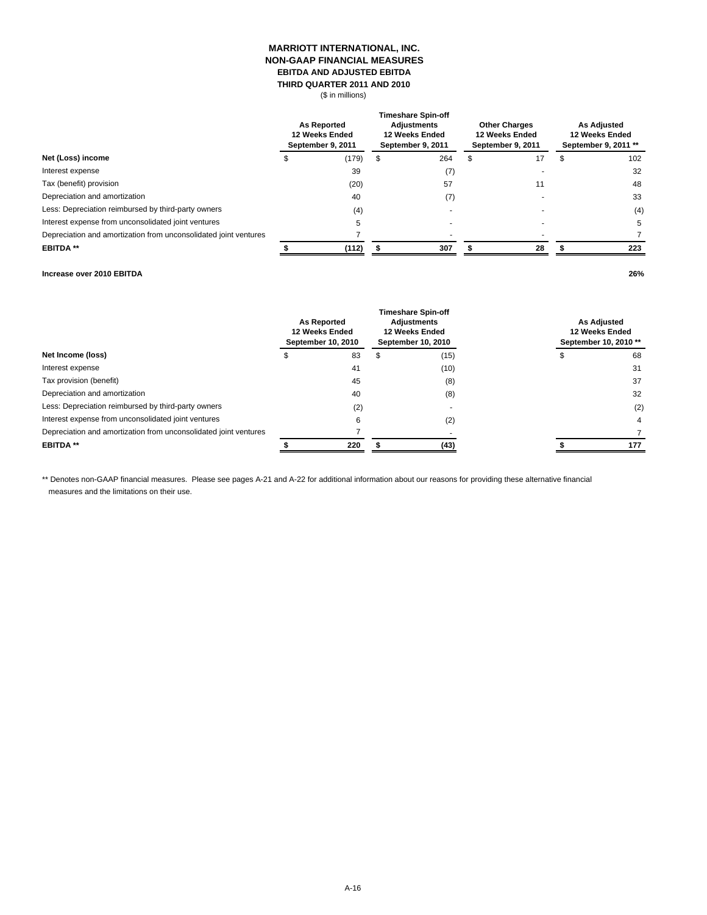# MARRIOTT INTERNATIONAL, INC.
## NON-GAAP FINANCIAL MEASURES
### EBITDA AND ADJUSTED EBITDA
### THIRD QUARTER 2011 AND 2010

($ in millions)

| | As Reported 12 Weeks Ended September 9, 2011 | Timeshare Spin-off Adjustments 12 Weeks Ended September 9, 2011 | Other Charges 12 Weeks Ended September 9, 2011 | As Adjusted 12 Weeks Ended September 9, 2011 ** |
|---|---|---|---|---|
| **Net (Loss) income** | $ (179) | $ 264 | $ 17 | $ 102 |
| Interest expense | 39 | (7) | - | 32 |
| Tax (benefit) provision | (20) | 57 | 11 | 48 |
| Depreciation and amortization | 40 | (7) | - | 33 |
| Less: Depreciation reimbursed by third-party owners | (4) | - | - | (4) |
| Interest expense from unconsolidated joint ventures | 5 | - | - | 5 |
| Depreciation and amortization from unconsolidated joint ventures | 7 | - | - | 7 |
| **EBITDA \*\*** | **$ (112)** | **$ 307** | **$ 28** | **$ 223** |
| | | | | |
| **Increase over 2010 EBITDA** | | | | **26%** |

| | As Reported 12 Weeks Ended September 10, 2010 | Timeshare Spin-off Adjustments 12 Weeks Ended September 10, 2010 | As Adjusted 12 Weeks Ended September 10, 2010 ** |
|---|---|---|---|
| **Net Income (loss)** | $ 83 | $ (15) | $ 68 |
| Interest expense | 41 | (10) | 31 |
| Tax provision (benefit) | 45 | (8) | 37 |
| Depreciation and amortization | 40 | (8) | 32 |
| Less: Depreciation reimbursed by third-party owners | (2) | - | (2) |
| Interest expense from unconsolidated joint ventures | 6 | (2) | 4 |
| Depreciation and amortization from unconsolidated joint ventures | 7 | - | 7 |
| **EBITDA \*\*** | **$ 220** | **$ (43)** | **$ 177** |

** Denotes non-GAAP financial measures. Please see pages A-21 and A-22 for additional information about our reasons for providing these alternative financial measures and the limitations on their use.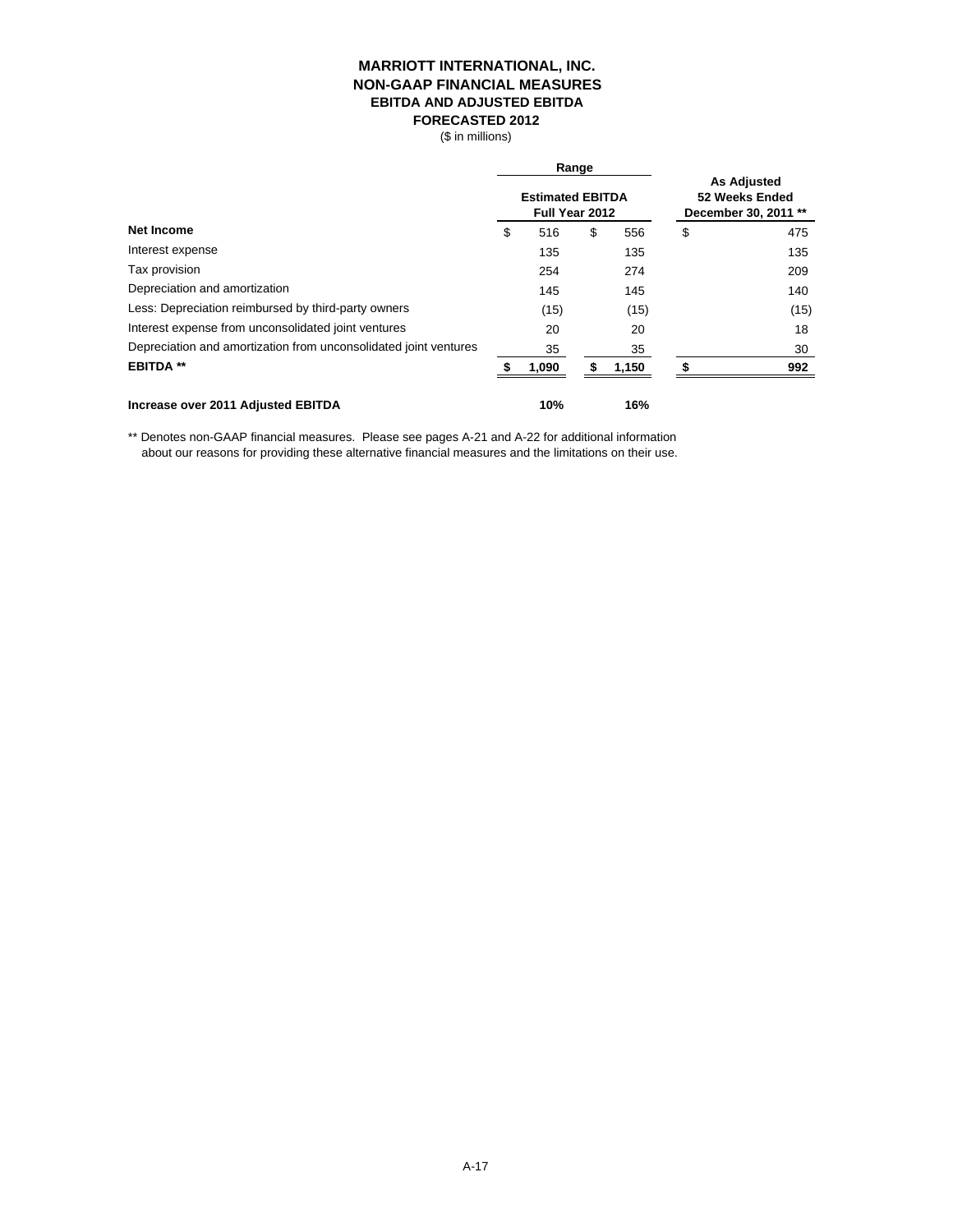# MARRIOTT INTERNATIONAL, INC.
## NON-GAAP FINANCIAL MEASURES
### EBITDA AND ADJUSTED EBITDA
### FORECASTED 2012

($ in millions)

| | Range | | As Adjusted |
|---|---|---|---|
| | **Estimated EBITDA Full Year 2012** | | **52 Weeks Ended December 30, 2011 \*\*** |
| **Net Income** | $ 516 | $ 556 | $ 475 |
| Interest expense | 135 | 135 | 135 |
| Tax provision | 254 | 274 | 209 |
| Depreciation and amortization | 145 | 145 | 140 |
| Less: Depreciation reimbursed by third-party owners | (15) | (15) | (15) |
| Interest expense from unconsolidated joint ventures | 20 | 20 | 18 |
| Depreciation and amortization from unconsolidated joint ventures | 35 | 35 | 30 |
| **EBITDA \*\*** | **$ 1,090** | **$ 1,150** | **$ 992** |
| | | | |
| **Increase over 2011 Adjusted EBITDA** | **10%** | **16%** | |

** Denotes non-GAAP financial measures. Please see pages A-21 and A-22 for additional information about our reasons for providing these alternative financial measures and the limitations on their use.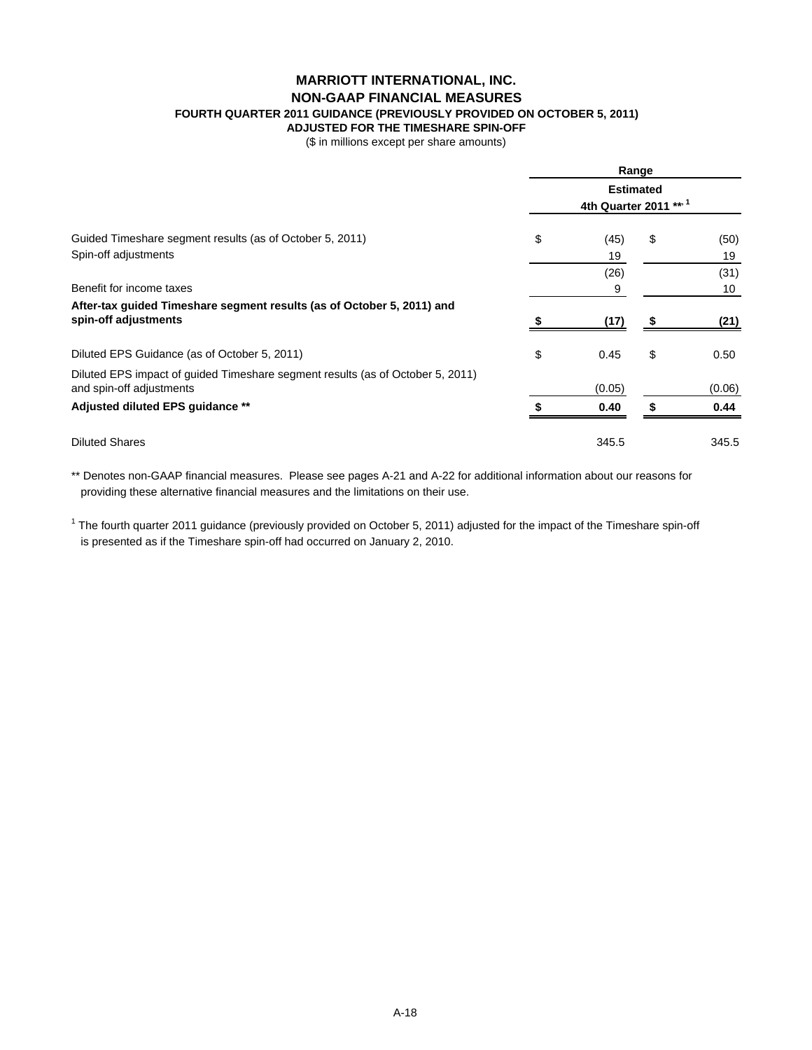# MARRIOTT INTERNATIONAL, INC.

## NON-GAAP FINANCIAL MEASURES

### FOURTH QUARTER 2011 GUIDANCE (PREVIOUSLY PROVIDED ON OCTOBER 5, 2011)

### ADJUSTED FOR THE TIMESHARE SPIN-OFF

($ in millions except per share amounts)

| | Range | |
|---|---|---|
| | Estimated 4th Quarter 2011 **, [1] | |
| Guided Timeshare segment results (as of October 5, 2011) | $ (45) | $ (50) |
| Spin-off adjustments | 19 | 19 |
| | (26) | (31) |
| Benefit for income taxes | 9 | 10 |
| **After-tax guided Timeshare segment results (as of October 5, 2011) and spin-off adjustments** | **$ (17)** | **$ (21)** |
| Diluted EPS Guidance (as of October 5, 2011) | $ 0.45 | $ 0.50 |
| Diluted EPS impact of guided Timeshare segment results (as of October 5, 2011) and spin-off adjustments | (0.05) | (0.06) |
| **Adjusted diluted EPS guidance \*\*** | **$ 0.40** | **$ 0.44** |
| Diluted Shares | 345.5 | 345.5 |

** Denotes non-GAAP financial measures. Please see pages A-21 and A-22 for additional information about our reasons for providing these alternative financial measures and the limitations on their use.

[1] The fourth quarter 2011 guidance (previously provided on October 5, 2011) adjusted for the impact of the Timeshare spin-off is presented as if the Timeshare spin-off had occurred on January 2, 2010.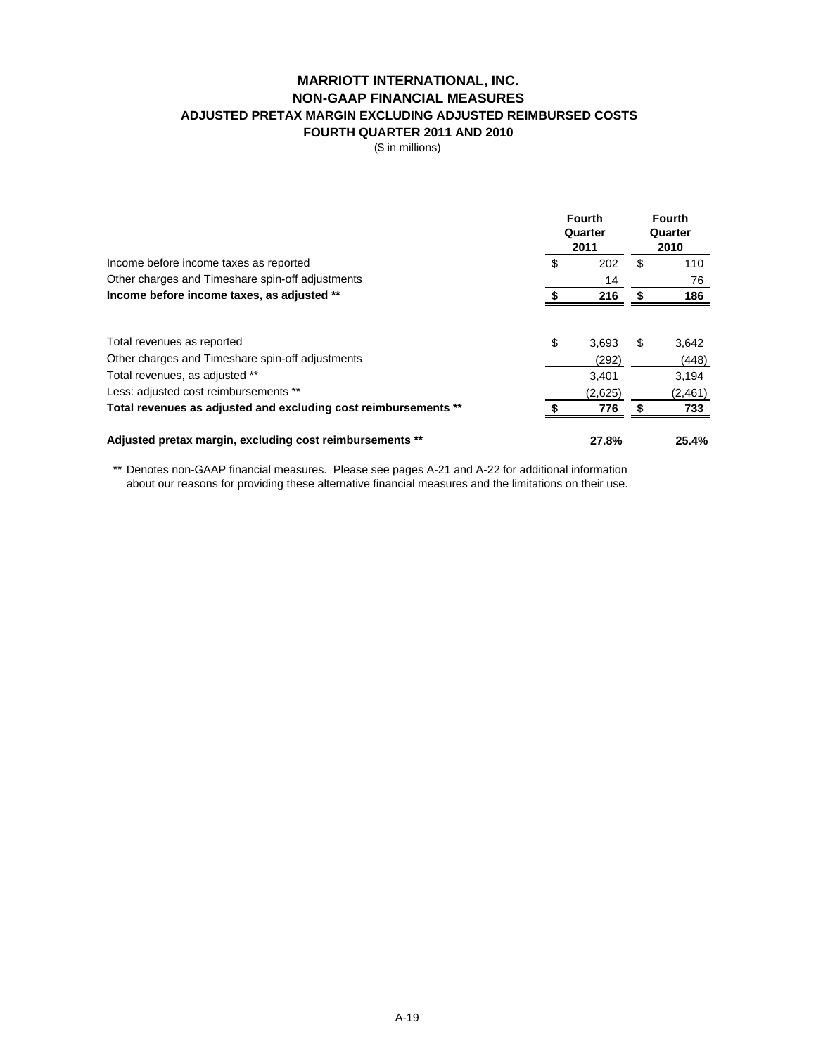# MARRIOTT INTERNATIONAL, INC.
## NON-GAAP FINANCIAL MEASURES
### ADJUSTED PRETAX MARGIN EXCLUDING ADJUSTED REIMBURSED COSTS
### FOURTH QUARTER 2011 AND 2010

($ in millions)

| | Fourth Quarter 2011 | Fourth Quarter 2010 |
|---|---|---|
| Income before income taxes as reported | $ 202 | $ 110 |
| Other charges and Timeshare spin-off adjustments | 14 | 76 |
| **Income before income taxes, as adjusted ** ** | **$ 216** | **$ 186** |
| | | |
| Total revenues as reported | $ 3,693 | $ 3,642 |
| Other charges and Timeshare spin-off adjustments | (292) | (448) |
| Total revenues, as adjusted ** | 3,401 | 3,194 |
| Less: adjusted cost reimbursements ** | (2,625) | (2,461) |
| **Total revenues as adjusted and excluding cost reimbursements ** ** | **$ 776** | **$ 733** |
| | | |
| **Adjusted pretax margin, excluding cost reimbursements ** ** | **27.8%** | **25.4%** |

** Denotes non-GAAP financial measures. Please see pages A-21 and A-22 for additional information about our reasons for providing these alternative financial measures and the limitations on their use.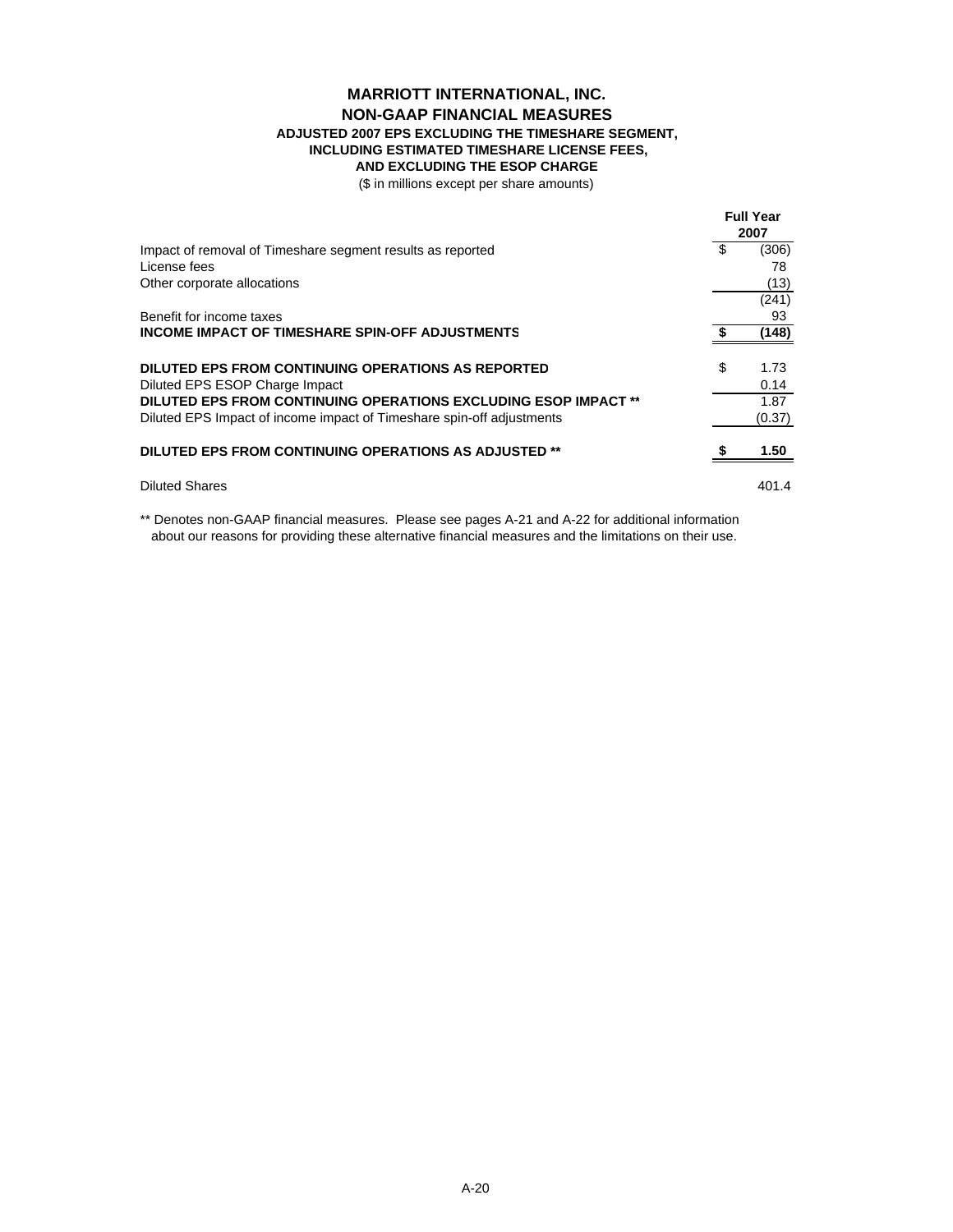# MARRIOTT INTERNATIONAL, INC.

## NON-GAAP FINANCIAL MEASURES

### ADJUSTED 2007 EPS EXCLUDING THE TIMESHARE SEGMENT, INCLUDING ESTIMATED TIMESHARE LICENSE FEES, AND EXCLUDING THE ESOP CHARGE

($ in millions except per share amounts)

| | Full Year 2007 |
|---|---|
| Impact of removal of Timeshare segment results as reported | $ (306) |
| License fees | 78 |
| Other corporate allocations | (13) |
| | (241) |
| Benefit for income taxes | 93 |
| **INCOME IMPACT OF TIMESHARE SPIN-OFF ADJUSTMENTS** | **$ (148)** |
| | |
| **DILUTED EPS FROM CONTINUING OPERATIONS AS REPORTED** | $ 1.73 |
| Diluted EPS ESOP Charge Impact | 0.14 |
| **DILUTED EPS FROM CONTINUING OPERATIONS EXCLUDING ESOP IMPACT \*\*** | 1.87 |
| Diluted EPS Impact of income impact of Timeshare spin-off adjustments | (0.37) |
| | |
| **DILUTED EPS FROM CONTINUING OPERATIONS AS ADJUSTED \*\*** | **$ 1.50** |
| | |
| Diluted Shares | 401.4 |

** Denotes non-GAAP financial measures. Please see pages A-21 and A-22 for additional information about our reasons for providing these alternative financial measures and the limitations on their use.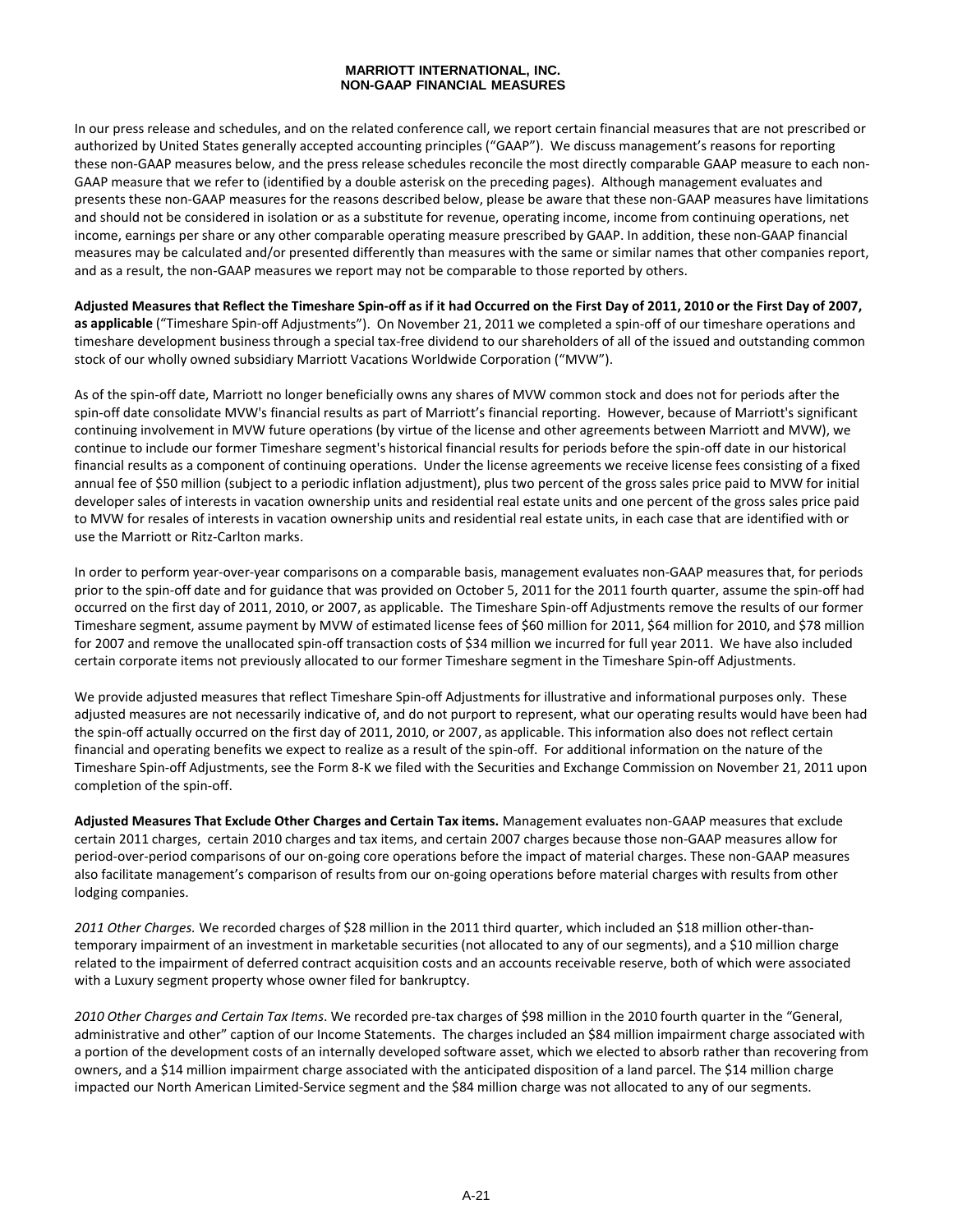# MARRIOTT INTERNATIONAL, INC.
## NON-GAAP FINANCIAL MEASURES

In our press release and schedules, and on the related conference call, we report certain financial measures that are not prescribed or authorized by United States generally accepted accounting principles ("GAAP"). We discuss management's reasons for reporting these non-GAAP measures below, and the press release schedules reconcile the most directly comparable GAAP measure to each non-GAAP measure that we refer to (identified by a double asterisk on the preceding pages). Although management evaluates and presents these non-GAAP measures for the reasons described below, please be aware that these non-GAAP measures have limitations and should not be considered in isolation or as a substitute for revenue, operating income, income from continuing operations, net income, earnings per share or any other comparable operating measure prescribed by GAAP. In addition, these non-GAAP financial measures may be calculated and/or presented differently than measures with the same or similar names that other companies report, and as a result, the non-GAAP measures we report may not be comparable to those reported by others.

**Adjusted Measures that Reflect the Timeshare Spin-off as if it had Occurred on the First Day of 2011, 2010 or the First Day of 2007, as applicable** ("Timeshare Spin-off Adjustments"). On November 21, 2011 we completed a spin-off of our timeshare operations and timeshare development business through a special tax-free dividend to our shareholders of all of the issued and outstanding common stock of our wholly owned subsidiary Marriott Vacations Worldwide Corporation ("MVW").

As of the spin-off date, Marriott no longer beneficially owns any shares of MVW common stock and does not for periods after the spin-off date consolidate MVW's financial results as part of Marriott's financial reporting. However, because of Marriott's significant continuing involvement in MVW future operations (by virtue of the license and other agreements between Marriott and MVW), we continue to include our former Timeshare segment's historical financial results for periods before the spin-off date in our historical financial results as a component of continuing operations. Under the license agreements we receive license fees consisting of a fixed annual fee of $50 million (subject to a periodic inflation adjustment), plus two percent of the gross sales price paid to MVW for initial developer sales of interests in vacation ownership units and residential real estate units and one percent of the gross sales price paid to MVW for resales of interests in vacation ownership units and residential real estate units, in each case that are identified with or use the Marriott or Ritz-Carlton marks.

In order to perform year-over-year comparisons on a comparable basis, management evaluates non-GAAP measures that, for periods prior to the spin-off date and for guidance that was provided on October 5, 2011 for the 2011 fourth quarter, assume the spin-off had occurred on the first day of 2011, 2010, or 2007, as applicable. The Timeshare Spin-off Adjustments remove the results of our former Timeshare segment, assume payment by MVW of estimated license fees of $60 million for 2011, $64 million for 2010, and $78 million for 2007 and remove the unallocated spin-off transaction costs of $34 million we incurred for full year 2011. We have also included certain corporate items not previously allocated to our former Timeshare segment in the Timeshare Spin-off Adjustments.

We provide adjusted measures that reflect Timeshare Spin-off Adjustments for illustrative and informational purposes only. These adjusted measures are not necessarily indicative of, and do not purport to represent, what our operating results would have been had the spin-off actually occurred on the first day of 2011, 2010, or 2007, as applicable. This information also does not reflect certain financial and operating benefits we expect to realize as a result of the spin-off. For additional information on the nature of the Timeshare Spin-off Adjustments, see the Form 8-K we filed with the Securities and Exchange Commission on November 21, 2011 upon completion of the spin-off.

**Adjusted Measures That Exclude Other Charges and Certain Tax items.** Management evaluates non-GAAP measures that exclude certain 2011 charges, certain 2010 charges and tax items, and certain 2007 charges because those non-GAAP measures allow for period-over-period comparisons of our on-going core operations before the impact of material charges. These non-GAAP measures also facilitate management's comparison of results from our on-going operations before material charges with results from other lodging companies.

*2011 Other Charges.* We recorded charges of $28 million in the 2011 third quarter, which included an $18 million other-than-temporary impairment of an investment in marketable securities (not allocated to any of our segments), and a $10 million charge related to the impairment of deferred contract acquisition costs and an accounts receivable reserve, both of which were associated with a Luxury segment property whose owner filed for bankruptcy.

*2010 Other Charges and Certain Tax Items*. We recorded pre-tax charges of $98 million in the 2010 fourth quarter in the "General, administrative and other" caption of our Income Statements. The charges included an $84 million impairment charge associated with a portion of the development costs of an internally developed software asset, which we elected to absorb rather than recovering from owners, and a $14 million impairment charge associated with the anticipated disposition of a land parcel. The $14 million charge impacted our North American Limited-Service segment and the $84 million charge was not allocated to any of our segments.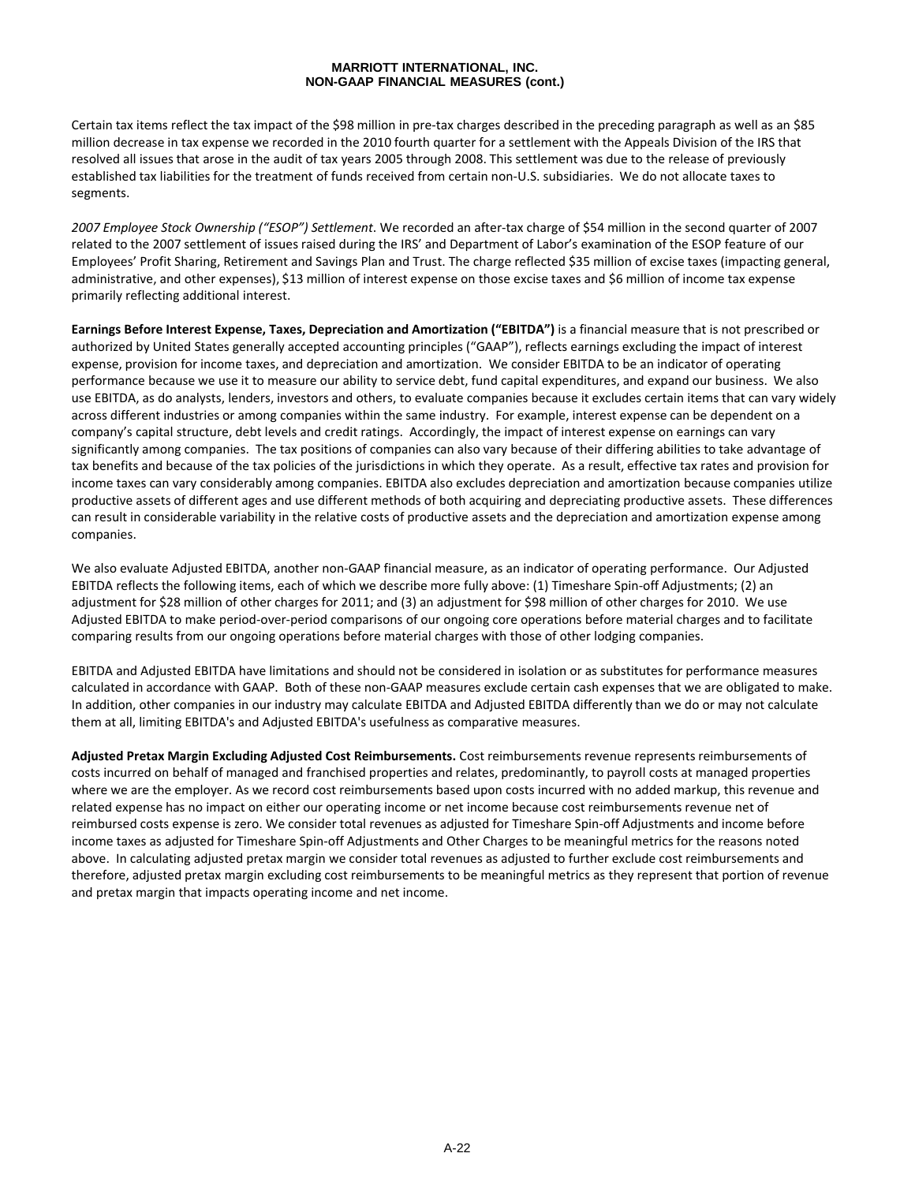# MARRIOTT INTERNATIONAL, INC.
## NON-GAAP FINANCIAL MEASURES (cont.)

Certain tax items reflect the tax impact of the $98 million in pre-tax charges described in the preceding paragraph as well as an $85 million decrease in tax expense we recorded in the 2010 fourth quarter for a settlement with the Appeals Division of the IRS that resolved all issues that arose in the audit of tax years 2005 through 2008. This settlement was due to the release of previously established tax liabilities for the treatment of funds received from certain non-U.S. subsidiaries. We do not allocate taxes to segments.

*2007 Employee Stock Ownership ("ESOP") Settlement*. We recorded an after-tax charge of $54 million in the second quarter of 2007 related to the 2007 settlement of issues raised during the IRS' and Department of Labor's examination of the ESOP feature of our Employees' Profit Sharing, Retirement and Savings Plan and Trust. The charge reflected $35 million of excise taxes (impacting general, administrative, and other expenses), $13 million of interest expense on those excise taxes and $6 million of income tax expense primarily reflecting additional interest.

**Earnings Before Interest Expense, Taxes, Depreciation and Amortization ("EBITDA")** is a financial measure that is not prescribed or authorized by United States generally accepted accounting principles ("GAAP"), reflects earnings excluding the impact of interest expense, provision for income taxes, and depreciation and amortization. We consider EBITDA to be an indicator of operating performance because we use it to measure our ability to service debt, fund capital expenditures, and expand our business. We also use EBITDA, as do analysts, lenders, investors and others, to evaluate companies because it excludes certain items that can vary widely across different industries or among companies within the same industry. For example, interest expense can be dependent on a company's capital structure, debt levels and credit ratings. Accordingly, the impact of interest expense on earnings can vary significantly among companies. The tax positions of companies can also vary because of their differing abilities to take advantage of tax benefits and because of the tax policies of the jurisdictions in which they operate. As a result, effective tax rates and provision for income taxes can vary considerably among companies. EBITDA also excludes depreciation and amortization because companies utilize productive assets of different ages and use different methods of both acquiring and depreciating productive assets. These differences can result in considerable variability in the relative costs of productive assets and the depreciation and amortization expense among companies.

We also evaluate Adjusted EBITDA, another non-GAAP financial measure, as an indicator of operating performance. Our Adjusted EBITDA reflects the following items, each of which we describe more fully above: (1) Timeshare Spin-off Adjustments; (2) an adjustment for $28 million of other charges for 2011; and (3) an adjustment for $98 million of other charges for 2010. We use Adjusted EBITDA to make period-over-period comparisons of our ongoing core operations before material charges and to facilitate comparing results from our ongoing operations before material charges with those of other lodging companies.

EBITDA and Adjusted EBITDA have limitations and should not be considered in isolation or as substitutes for performance measures calculated in accordance with GAAP. Both of these non-GAAP measures exclude certain cash expenses that we are obligated to make. In addition, other companies in our industry may calculate EBITDA and Adjusted EBITDA differently than we do or may not calculate them at all, limiting EBITDA's and Adjusted EBITDA's usefulness as comparative measures.

**Adjusted Pretax Margin Excluding Adjusted Cost Reimbursements.** Cost reimbursements revenue represents reimbursements of costs incurred on behalf of managed and franchised properties and relates, predominantly, to payroll costs at managed properties where we are the employer. As we record cost reimbursements based upon costs incurred with no added markup, this revenue and related expense has no impact on either our operating income or net income because cost reimbursements revenue net of reimbursed costs expense is zero. We consider total revenues as adjusted for Timeshare Spin-off Adjustments and income before income taxes as adjusted for Timeshare Spin-off Adjustments and Other Charges to be meaningful metrics for the reasons noted above. In calculating adjusted pretax margin we consider total revenues as adjusted to further exclude cost reimbursements and therefore, adjusted pretax margin excluding cost reimbursements to be meaningful metrics as they represent that portion of revenue and pretax margin that impacts operating income and net income.